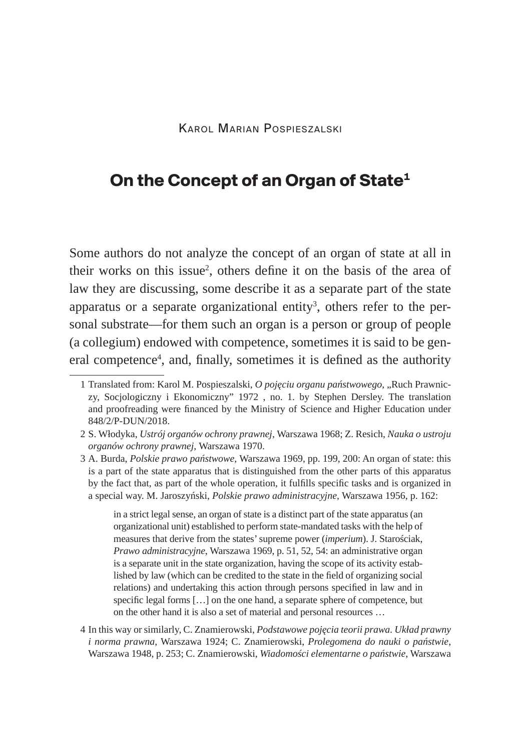Karol Marian Pospieszalski

# On the Concept of an Organ of State[1]

Some authors do not analyze the concept of an organ of state at all in their works on this issue[2], others define it on the basis of the area of law they are discussing, some describe it as a separate part of the state apparatus or a separate organizational entity[3], others refer to the personal substrate—for them such an organ is a person or group of people (a collegium) endowed with competence, sometimes it is said to be general competence[4], and, finally, sometimes it is defined as the authority

---

1 Translated from: Karol M. Pospieszalski, *O pojęciu organu państwowego*, „Ruch Prawniczy, Socjologiczny i Ekonomiczny" 1972 , no. 1. by Stephen Dersley. The translation and proofreading were financed by the Ministry of Science and Higher Education under 848/2/P-DUN/2018.

2 S. Włodyka, *Ustrój organów ochrony prawnej*, Warszawa 1968; Z. Resich, *Nauka o ustroju organów ochrony prawnej*, Warszawa 1970.

3 A. Burda, *Polskie prawo państwowe*, Warszawa 1969, pp. 199, 200: An organ of state: this is a part of the state apparatus that is distinguished from the other parts of this apparatus by the fact that, as part of the whole operation, it fulfills specific tasks and is organized in a special way. M. Jaroszyński, *Polskie prawo administracyjne*, Warszawa 1956, p. 162:

> in a strict legal sense, an organ of state is a distinct part of the state apparatus (an organizational unit) established to perform state-mandated tasks with the help of measures that derive from the states' supreme power (*imperium*). J. Starościak, *Prawo administracyjne*, Warszawa 1969, p. 51, 52, 54: an administrative organ is a separate unit in the state organization, having the scope of its activity established by law (which can be credited to the state in the field of organizing social relations) and undertaking this action through persons specified in law and in specific legal forms […] on the one hand, a separate sphere of competence, but on the other hand it is also a set of material and personal resources …

4 In this way or similarly, C. Znamierowski, *Podstawowe pojęcia teorii prawa. Układ prawny i norma prawna*, Warszawa 1924; C. Znamierowski, *Prolegomena do nauki o państwie*, Warszawa 1948, p. 253; C. Znamierowski, *Wiadomości elementarne o państwie*, Warszawa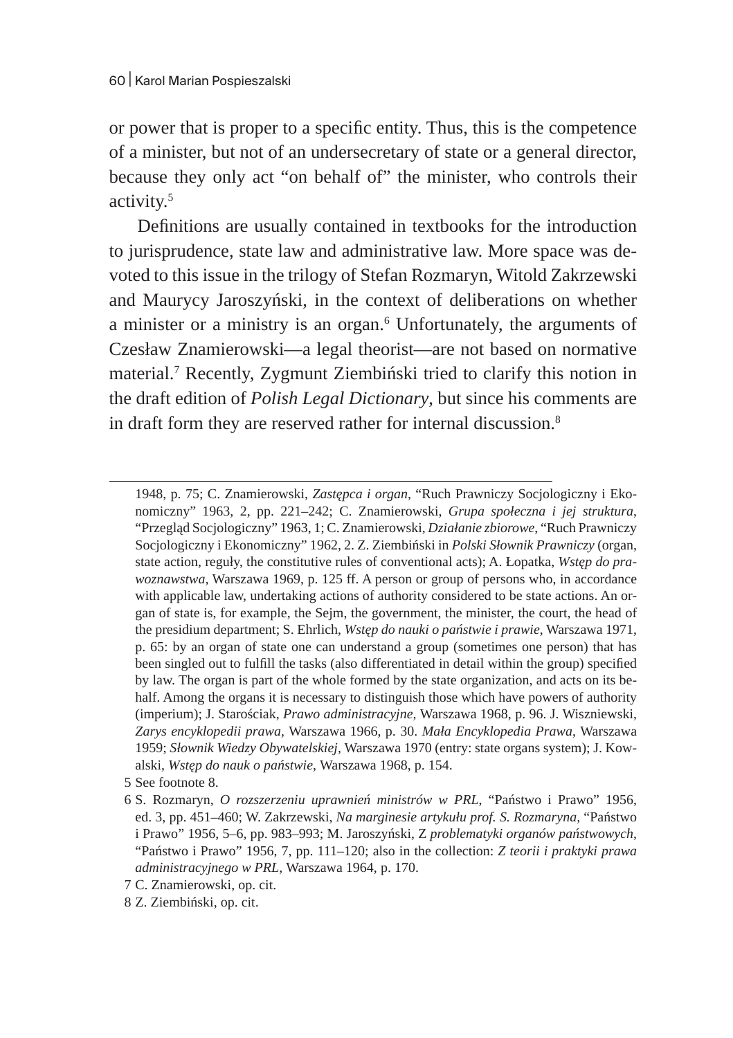or power that is proper to a specific entity. Thus, this is the competence of a minister, but not of an undersecretary of state or a general director, because they only act "on behalf of" the minister, who controls their activity.[5]

Definitions are usually contained in textbooks for the introduction to jurisprudence, state law and administrative law. More space was devoted to this issue in the trilogy of Stefan Rozmaryn, Witold Zakrzewski and Maurycy Jaroszyński, in the context of deliberations on whether a minister or a ministry is an organ.[6] Unfortunately, the arguments of Czesław Znamierowski—a legal theorist—are not based on normative material.[7] Recently, Zygmunt Ziembiński tried to clarify this notion in the draft edition of *Polish Legal Dictionary*, but since his comments are in draft form they are reserved rather for internal discussion.[8]

---

1948, p. 75; C. Znamierowski, *Zastępca i organ*, "Ruch Prawniczy Socjologiczny i Ekonomiczny" 1963, 2, pp. 221–242; C. Znamierowski, *Grupa społeczna i jej struktura*, "Przegląd Socjologiczny" 1963, 1; C. Znamierowski, *Działanie zbiorowe*, "Ruch Prawniczy Socjologiczny i Ekonomiczny" 1962, 2. Z. Ziembiński in *Polski Słownik Prawniczy* (organ, state action, reguły, the constitutive rules of conventional acts); A. Łopatka, *Wstęp do prawoznawstwa*, Warszawa 1969, p. 125 ff. A person or group of persons who, in accordance with applicable law, undertaking actions of authority considered to be state actions. An organ of state is, for example, the Sejm, the government, the minister, the court, the head of the presidium department; S. Ehrlich, *Wstęp do nauki o państwie i prawie*, Warszawa 1971, p. 65: by an organ of state one can understand a group (sometimes one person) that has been singled out to fulfill the tasks (also differentiated in detail within the group) specified by law. The organ is part of the whole formed by the state organization, and acts on its behalf. Among the organs it is necessary to distinguish those which have powers of authority (imperium); J. Starościak, *Prawo administracyjne*, Warszawa 1968, p. 96. J. Wiszniewski, *Zarys encyklopedii prawa*, Warszawa 1966, p. 30. *Mała Encyklopedia Prawa*, Warszawa 1959; *Słownik Wiedzy Obywatelskiej*, Warszawa 1970 (entry: state organs system); J. Kowalski, *Wstęp do nauk o państwie*, Warszawa 1968, p. 154.

5 See footnote 8.

6 S. Rozmaryn, *O rozszerzeniu uprawnień ministrów w PRL*, "Państwo i Prawo" 1956, ed. 3, pp. 451–460; W. Zakrzewski, *Na marginesie artykułu prof. S. Rozmaryna*, "Państwo i Prawo" 1956, 5–6, pp. 983–993; M. Jaroszyński, Z *problematyki organów państwowych*, "Państwo i Prawo" 1956, 7, pp. 111–120; also in the collection: *Z teorii i praktyki prawa administracyjnego w PRL*, Warszawa 1964, p. 170.

7 C. Znamierowski, op. cit.

8 Z. Ziembiński, op. cit.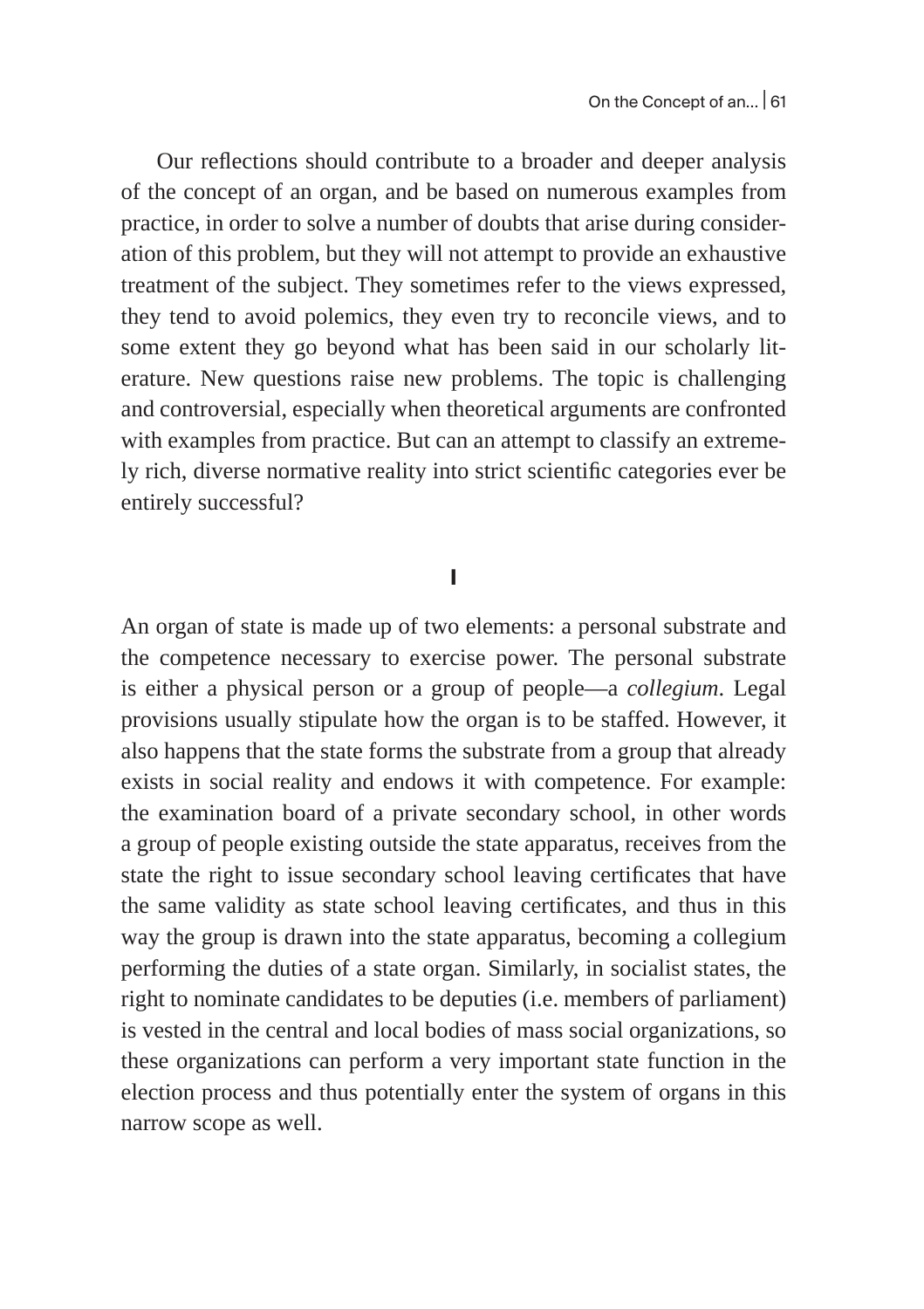Our reflections should contribute to a broader and deeper analysis of the concept of an organ, and be based on numerous examples from practice, in order to solve a number of doubts that arise during consideration of this problem, but they will not attempt to provide an exhaustive treatment of the subject. They sometimes refer to the views expressed, they tend to avoid polemics, they even try to reconcile views, and to some extent they go beyond what has been said in our scholarly literature. New questions raise new problems. The topic is challenging and controversial, especially when theoretical arguments are confronted with examples from practice. But can an attempt to classify an extremely rich, diverse normative reality into strict scientific categories ever be entirely successful?

## I

An organ of state is made up of two elements: a personal substrate and the competence necessary to exercise power. The personal substrate is either a physical person or a group of people—a *collegium*. Legal provisions usually stipulate how the organ is to be staffed. However, it also happens that the state forms the substrate from a group that already exists in social reality and endows it with competence. For example: the examination board of a private secondary school, in other words a group of people existing outside the state apparatus, receives from the state the right to issue secondary school leaving certificates that have the same validity as state school leaving certificates, and thus in this way the group is drawn into the state apparatus, becoming a collegium performing the duties of a state organ. Similarly, in socialist states, the right to nominate candidates to be deputies (i.e. members of parliament) is vested in the central and local bodies of mass social organizations, so these organizations can perform a very important state function in the election process and thus potentially enter the system of organs in this narrow scope as well.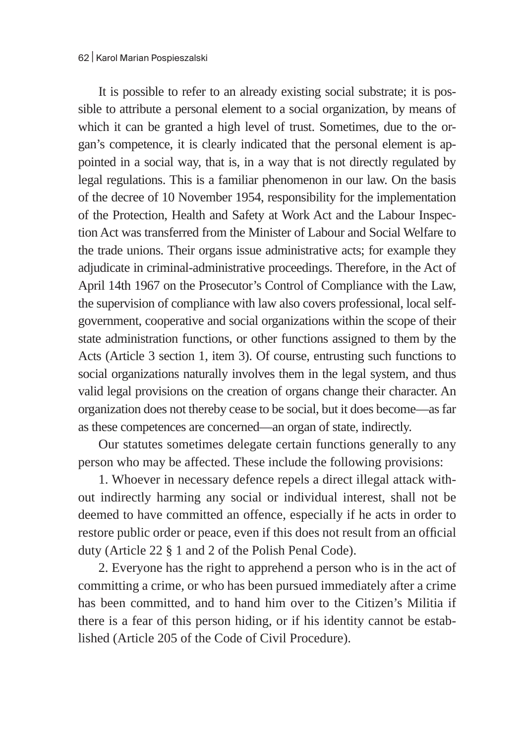It is possible to refer to an already existing social substrate; it is possible to attribute a personal element to a social organization, by means of which it can be granted a high level of trust. Sometimes, due to the organ's competence, it is clearly indicated that the personal element is appointed in a social way, that is, in a way that is not directly regulated by legal regulations. This is a familiar phenomenon in our law. On the basis of the decree of 10 November 1954, responsibility for the implementation of the Protection, Health and Safety at Work Act and the Labour Inspection Act was transferred from the Minister of Labour and Social Welfare to the trade unions. Their organs issue administrative acts; for example they adjudicate in criminal-administrative proceedings. Therefore, in the Act of April 14th 1967 on the Prosecutor's Control of Compliance with the Law, the supervision of compliance with law also covers professional, local self-government, cooperative and social organizations within the scope of their state administration functions, or other functions assigned to them by the Acts (Article 3 section 1, item 3). Of course, entrusting such functions to social organizations naturally involves them in the legal system, and thus valid legal provisions on the creation of organs change their character. An organization does not thereby cease to be social, but it does become—as far as these competences are concerned—an organ of state, indirectly.

Our statutes sometimes delegate certain functions generally to any person who may be affected. These include the following provisions:

1. Whoever in necessary defence repels a direct illegal attack without indirectly harming any social or individual interest, shall not be deemed to have committed an offence, especially if he acts in order to restore public order or peace, even if this does not result from an official duty (Article 22 § 1 and 2 of the Polish Penal Code).

2. Everyone has the right to apprehend a person who is in the act of committing a crime, or who has been pursued immediately after a crime has been committed, and to hand him over to the Citizen's Militia if there is a fear of this person hiding, or if his identity cannot be established (Article 205 of the Code of Civil Procedure).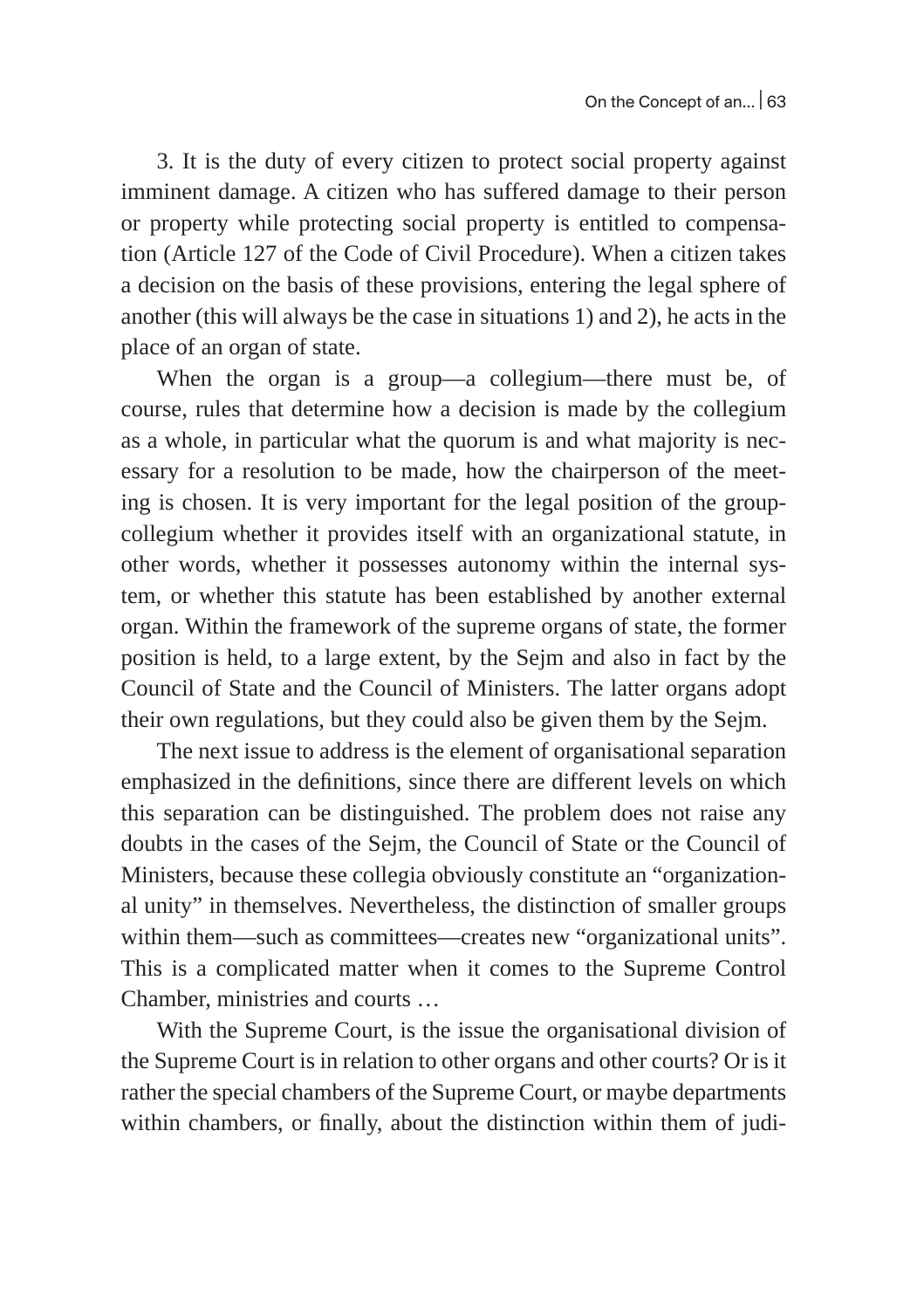3. It is the duty of every citizen to protect social property against imminent damage. A citizen who has suffered damage to their person or property while protecting social property is entitled to compensation (Article 127 of the Code of Civil Procedure). When a citizen takes a decision on the basis of these provisions, entering the legal sphere of another (this will always be the case in situations 1) and 2), he acts in the place of an organ of state.

When the organ is a group—a collegium—there must be, of course, rules that determine how a decision is made by the collegium as a whole, in particular what the quorum is and what majority is necessary for a resolution to be made, how the chairperson of the meeting is chosen. It is very important for the legal position of the group-collegium whether it provides itself with an organizational statute, in other words, whether it possesses autonomy within the internal system, or whether this statute has been established by another external organ. Within the framework of the supreme organs of state, the former position is held, to a large extent, by the Sejm and also in fact by the Council of State and the Council of Ministers. The latter organs adopt their own regulations, but they could also be given them by the Sejm.

The next issue to address is the element of organisational separation emphasized in the definitions, since there are different levels on which this separation can be distinguished. The problem does not raise any doubts in the cases of the Sejm, the Council of State or the Council of Ministers, because these collegia obviously constitute an "organizational unity" in themselves. Nevertheless, the distinction of smaller groups within them—such as committees—creates new "organizational units". This is a complicated matter when it comes to the Supreme Control Chamber, ministries and courts …

With the Supreme Court, is the issue the organisational division of the Supreme Court is in relation to other organs and other courts? Or is it rather the special chambers of the Supreme Court, or maybe departments within chambers, or finally, about the distinction within them of judi-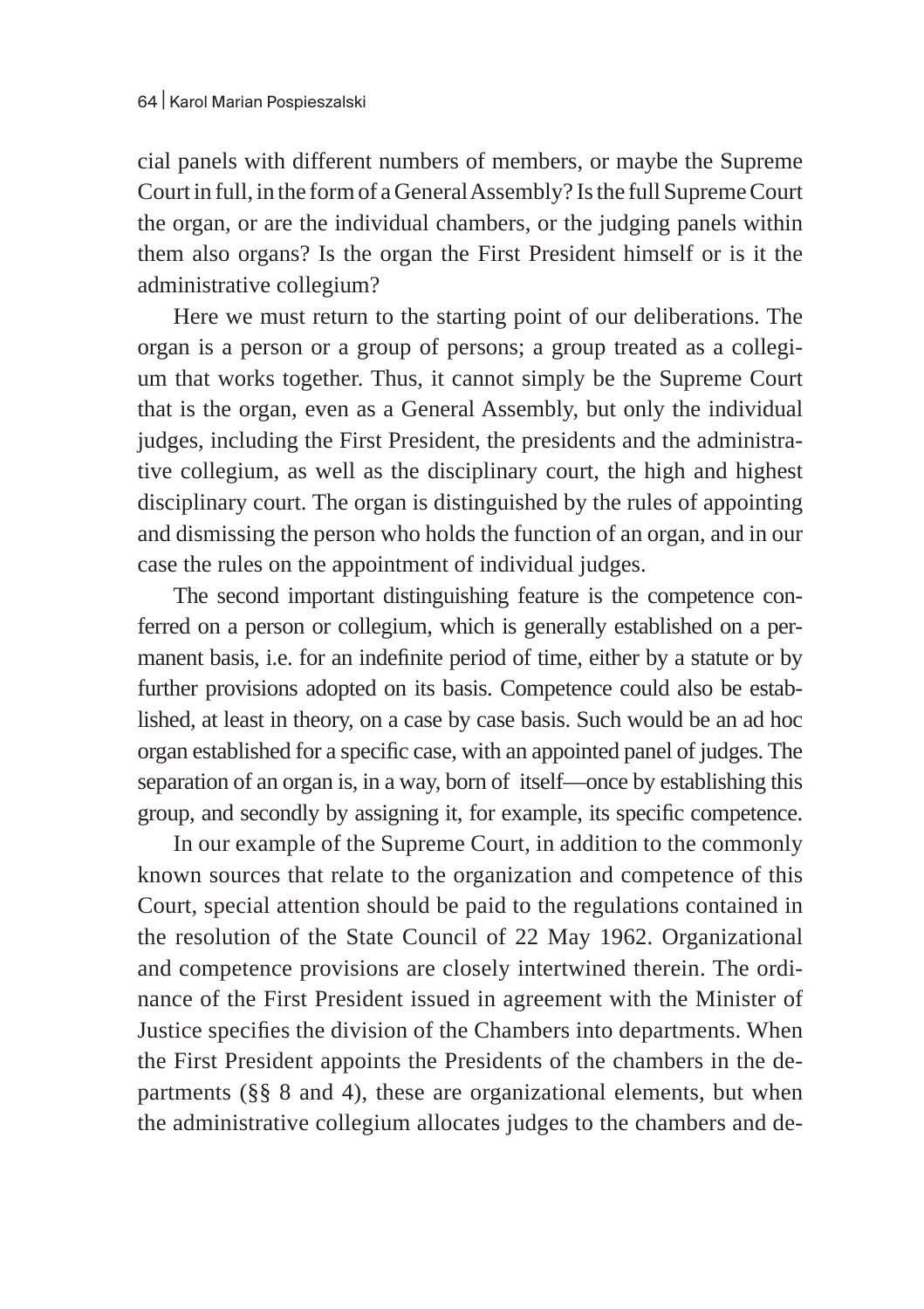cial panels with different numbers of members, or maybe the Supreme Court in full, in the form of a General Assembly? Is the full Supreme Court the organ, or are the individual chambers, or the judging panels within them also organs? Is the organ the First President himself or is it the administrative collegium?

Here we must return to the starting point of our deliberations. The organ is a person or a group of persons; a group treated as a collegium that works together. Thus, it cannot simply be the Supreme Court that is the organ, even as a General Assembly, but only the individual judges, including the First President, the presidents and the administrative collegium, as well as the disciplinary court, the high and highest disciplinary court. The organ is distinguished by the rules of appointing and dismissing the person who holds the function of an organ, and in our case the rules on the appointment of individual judges.

The second important distinguishing feature is the competence conferred on a person or collegium, which is generally established on a permanent basis, i.e. for an indefinite period of time, either by a statute or by further provisions adopted on its basis. Competence could also be established, at least in theory, on a case by case basis. Such would be an ad hoc organ established for a specific case, with an appointed panel of judges. The separation of an organ is, in a way, born of itself—once by establishing this group, and secondly by assigning it, for example, its specific competence.

In our example of the Supreme Court, in addition to the commonly known sources that relate to the organization and competence of this Court, special attention should be paid to the regulations contained in the resolution of the State Council of 22 May 1962. Organizational and competence provisions are closely intertwined therein. The ordinance of the First President issued in agreement with the Minister of Justice specifies the division of the Chambers into departments. When the First President appoints the Presidents of the chambers in the departments (§§ 8 and 4), these are organizational elements, but when the administrative collegium allocates judges to the chambers and de-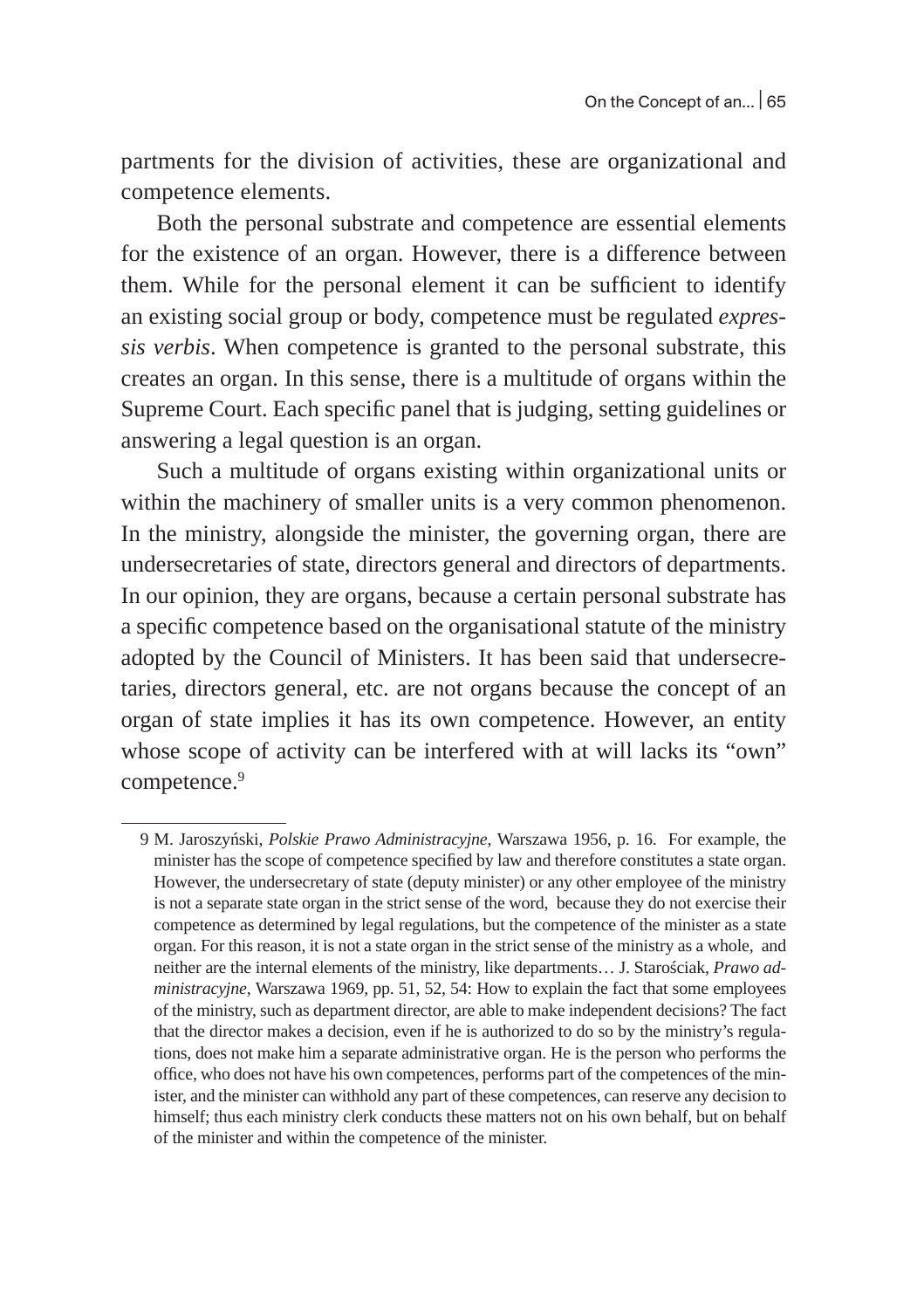partments for the division of activities, these are organizational and competence elements.

Both the personal substrate and competence are essential elements for the existence of an organ. However, there is a difference between them. While for the personal element it can be sufficient to identify an existing social group or body, competence must be regulated *expressis verbis*. When competence is granted to the personal substrate, this creates an organ. In this sense, there is a multitude of organs within the Supreme Court. Each specific panel that is judging, setting guidelines or answering a legal question is an organ.

Such a multitude of organs existing within organizational units or within the machinery of smaller units is a very common phenomenon. In the ministry, alongside the minister, the governing organ, there are undersecretaries of state, directors general and directors of departments. In our opinion, they are organs, because a certain personal substrate has a specific competence based on the organisational statute of the ministry adopted by the Council of Ministers. It has been said that undersecretaries, directors general, etc. are not organs because the concept of an organ of state implies it has its own competence. However, an entity whose scope of activity can be interfered with at will lacks its "own" competence.[9]

---

9 M. Jaroszyński, *Polskie Prawo Administracyjne*, Warszawa 1956, p. 16. For example, the minister has the scope of competence specified by law and therefore constitutes a state organ. However, the undersecretary of state (deputy minister) or any other employee of the ministry is not a separate state organ in the strict sense of the word, because they do not exercise their competence as determined by legal regulations, but the competence of the minister as a state organ. For this reason, it is not a state organ in the strict sense of the ministry as a whole, and neither are the internal elements of the ministry, like departments… J. Starościak, *Prawo administracyjne*, Warszawa 1969, pp. 51, 52, 54: How to explain the fact that some employees of the ministry, such as department director, are able to make independent decisions? The fact that the director makes a decision, even if he is authorized to do so by the ministry's regulations, does not make him a separate administrative organ. He is the person who performs the office, who does not have his own competences, performs part of the competences of the minister, and the minister can withhold any part of these competences, can reserve any decision to himself; thus each ministry clerk conducts these matters not on his own behalf, but on behalf of the minister and within the competence of the minister.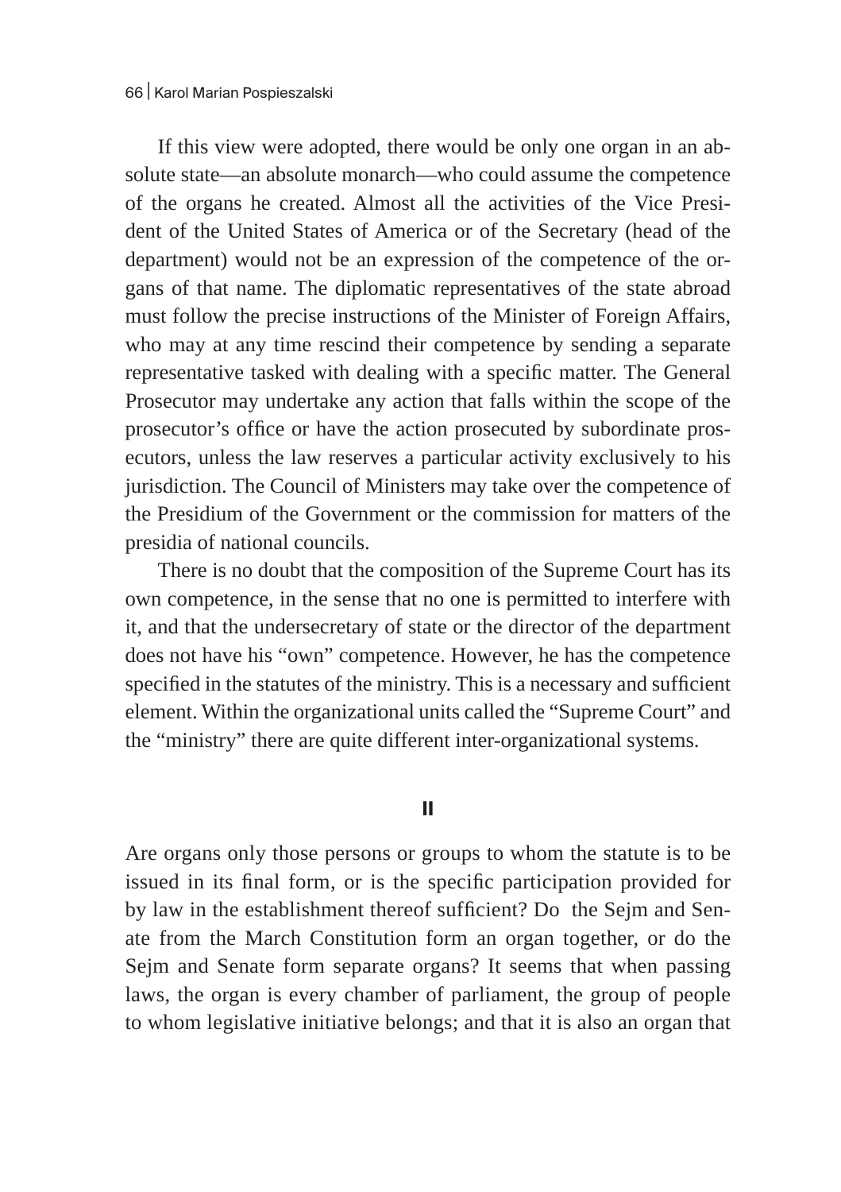If this view were adopted, there would be only one organ in an absolute state—an absolute monarch—who could assume the competence of the organs he created. Almost all the activities of the Vice President of the United States of America or of the Secretary (head of the department) would not be an expression of the competence of the organs of that name. The diplomatic representatives of the state abroad must follow the precise instructions of the Minister of Foreign Affairs, who may at any time rescind their competence by sending a separate representative tasked with dealing with a specific matter. The General Prosecutor may undertake any action that falls within the scope of the prosecutor's office or have the action prosecuted by subordinate prosecutors, unless the law reserves a particular activity exclusively to his jurisdiction. The Council of Ministers may take over the competence of the Presidium of the Government or the commission for matters of the presidia of national councils.

There is no doubt that the composition of the Supreme Court has its own competence, in the sense that no one is permitted to interfere with it, and that the undersecretary of state or the director of the department does not have his "own" competence. However, he has the competence specified in the statutes of the ministry. This is a necessary and sufficient element. Within the organizational units called the "Supreme Court" and the "ministry" there are quite different inter-organizational systems.

## II

Are organs only those persons or groups to whom the statute is to be issued in its final form, or is the specific participation provided for by law in the establishment thereof sufficient? Do the Sejm and Senate from the March Constitution form an organ together, or do the Sejm and Senate form separate organs? It seems that when passing laws, the organ is every chamber of parliament, the group of people to whom legislative initiative belongs; and that it is also an organ that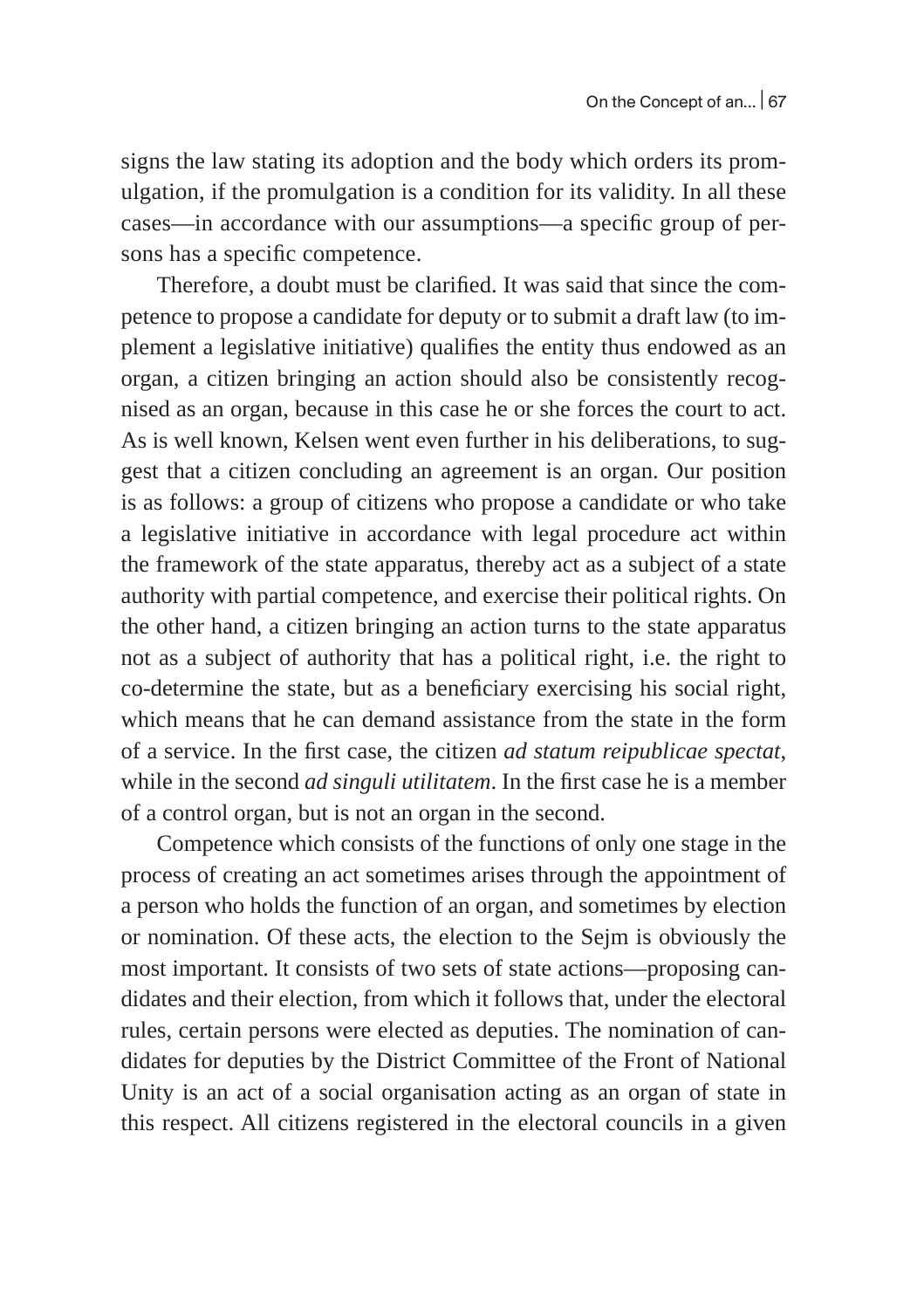signs the law stating its adoption and the body which orders its promulgation, if the promulgation is a condition for its validity. In all these cases—in accordance with our assumptions—a specific group of persons has a specific competence.

Therefore, a doubt must be clarified. It was said that since the competence to propose a candidate for deputy or to submit a draft law (to implement a legislative initiative) qualifies the entity thus endowed as an organ, a citizen bringing an action should also be consistently recognised as an organ, because in this case he or she forces the court to act. As is well known, Kelsen went even further in his deliberations, to suggest that a citizen concluding an agreement is an organ. Our position is as follows: a group of citizens who propose a candidate or who take a legislative initiative in accordance with legal procedure act within the framework of the state apparatus, thereby act as a subject of a state authority with partial competence, and exercise their political rights. On the other hand, a citizen bringing an action turns to the state apparatus not as a subject of authority that has a political right, i.e. the right to co-determine the state, but as a beneficiary exercising his social right, which means that he can demand assistance from the state in the form of a service. In the first case, the citizen *ad statum reipublicae spectat*, while in the second *ad singuli utilitatem*. In the first case he is a member of a control organ, but is not an organ in the second.

Competence which consists of the functions of only one stage in the process of creating an act sometimes arises through the appointment of a person who holds the function of an organ, and sometimes by election or nomination. Of these acts, the election to the Sejm is obviously the most important. It consists of two sets of state actions—proposing candidates and their election, from which it follows that, under the electoral rules, certain persons were elected as deputies. The nomination of candidates for deputies by the District Committee of the Front of National Unity is an act of a social organisation acting as an organ of state in this respect. All citizens registered in the electoral councils in a given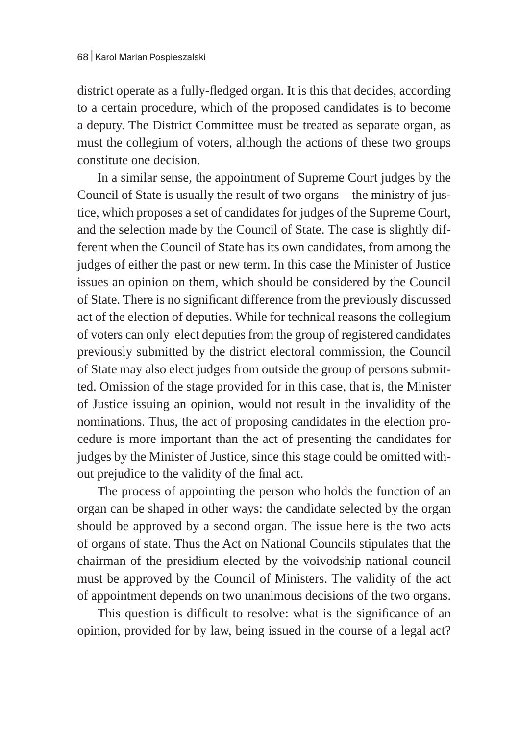district operate as a fully-fledged organ. It is this that decides, according to a certain procedure, which of the proposed candidates is to become a deputy. The District Committee must be treated as separate organ, as must the collegium of voters, although the actions of these two groups constitute one decision.

In a similar sense, the appointment of Supreme Court judges by the Council of State is usually the result of two organs—the ministry of justice, which proposes a set of candidates for judges of the Supreme Court, and the selection made by the Council of State. The case is slightly different when the Council of State has its own candidates, from among the judges of either the past or new term. In this case the Minister of Justice issues an opinion on them, which should be considered by the Council of State. There is no significant difference from the previously discussed act of the election of deputies. While for technical reasons the collegium of voters can only elect deputies from the group of registered candidates previously submitted by the district electoral commission, the Council of State may also elect judges from outside the group of persons submitted. Omission of the stage provided for in this case, that is, the Minister of Justice issuing an opinion, would not result in the invalidity of the nominations. Thus, the act of proposing candidates in the election procedure is more important than the act of presenting the candidates for judges by the Minister of Justice, since this stage could be omitted without prejudice to the validity of the final act.

The process of appointing the person who holds the function of an organ can be shaped in other ways: the candidate selected by the organ should be approved by a second organ. The issue here is the two acts of organs of state. Thus the Act on National Councils stipulates that the chairman of the presidium elected by the voivodship national council must be approved by the Council of Ministers. The validity of the act of appointment depends on two unanimous decisions of the two organs.

This question is difficult to resolve: what is the significance of an opinion, provided for by law, being issued in the course of a legal act?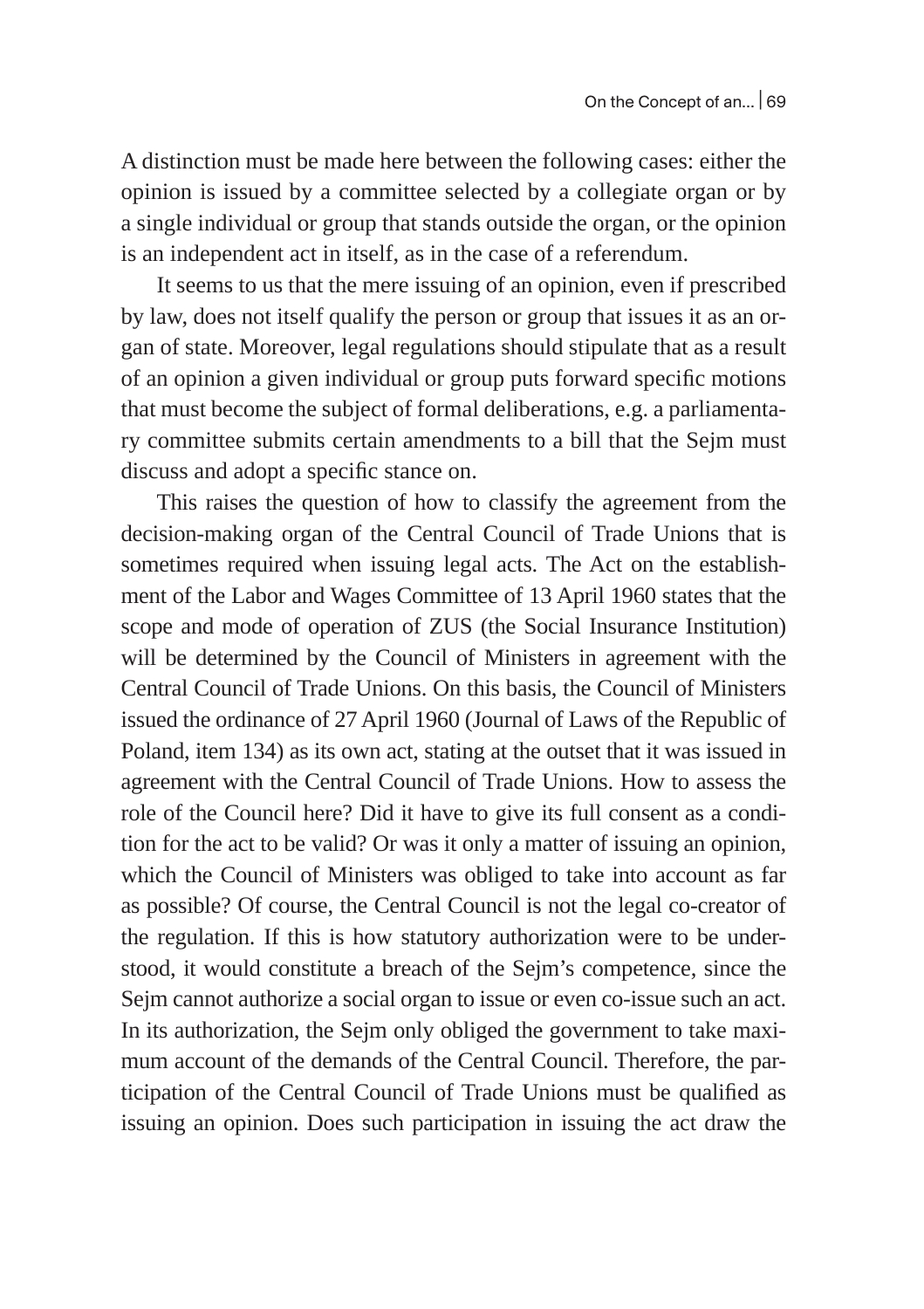A distinction must be made here between the following cases: either the opinion is issued by a committee selected by a collegiate organ or by a single individual or group that stands outside the organ, or the opinion is an independent act in itself, as in the case of a referendum.

It seems to us that the mere issuing of an opinion, even if prescribed by law, does not itself qualify the person or group that issues it as an organ of state. Moreover, legal regulations should stipulate that as a result of an opinion a given individual or group puts forward specific motions that must become the subject of formal deliberations, e.g. a parliamentary committee submits certain amendments to a bill that the Sejm must discuss and adopt a specific stance on.

This raises the question of how to classify the agreement from the decision-making organ of the Central Council of Trade Unions that is sometimes required when issuing legal acts. The Act on the establishment of the Labor and Wages Committee of 13 April 1960 states that the scope and mode of operation of ZUS (the Social Insurance Institution) will be determined by the Council of Ministers in agreement with the Central Council of Trade Unions. On this basis, the Council of Ministers issued the ordinance of 27 April 1960 (Journal of Laws of the Republic of Poland, item 134) as its own act, stating at the outset that it was issued in agreement with the Central Council of Trade Unions. How to assess the role of the Council here? Did it have to give its full consent as a condition for the act to be valid? Or was it only a matter of issuing an opinion, which the Council of Ministers was obliged to take into account as far as possible? Of course, the Central Council is not the legal co-creator of the regulation. If this is how statutory authorization were to be understood, it would constitute a breach of the Sejm's competence, since the Sejm cannot authorize a social organ to issue or even co-issue such an act. In its authorization, the Sejm only obliged the government to take maximum account of the demands of the Central Council. Therefore, the participation of the Central Council of Trade Unions must be qualified as issuing an opinion. Does such participation in issuing the act draw the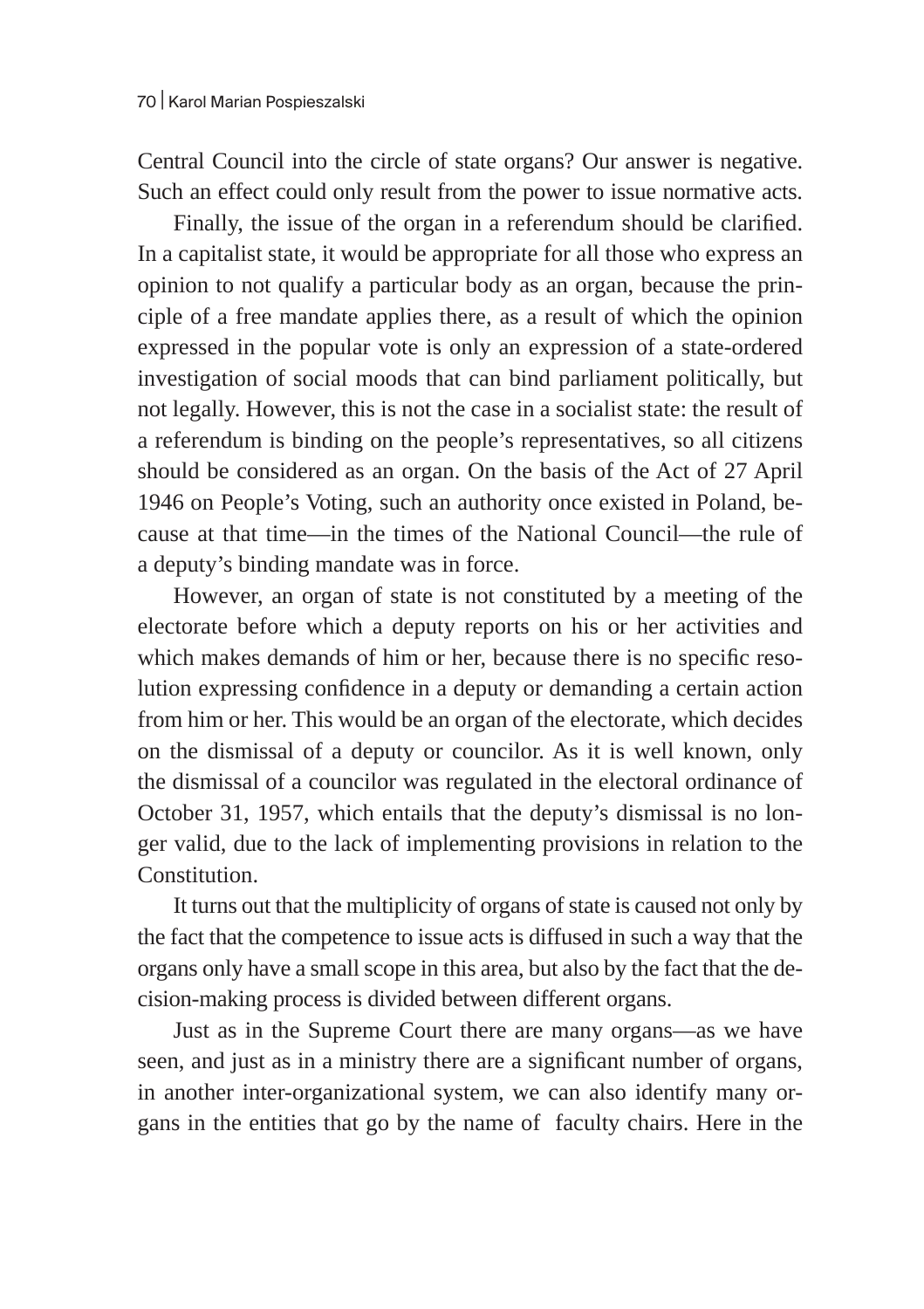Central Council into the circle of state organs? Our answer is negative. Such an effect could only result from the power to issue normative acts.

Finally, the issue of the organ in a referendum should be clarified. In a capitalist state, it would be appropriate for all those who express an opinion to not qualify a particular body as an organ, because the principle of a free mandate applies there, as a result of which the opinion expressed in the popular vote is only an expression of a state-ordered investigation of social moods that can bind parliament politically, but not legally. However, this is not the case in a socialist state: the result of a referendum is binding on the people's representatives, so all citizens should be considered as an organ. On the basis of the Act of 27 April 1946 on People's Voting, such an authority once existed in Poland, because at that time—in the times of the National Council—the rule of a deputy's binding mandate was in force.

However, an organ of state is not constituted by a meeting of the electorate before which a deputy reports on his or her activities and which makes demands of him or her, because there is no specific resolution expressing confidence in a deputy or demanding a certain action from him or her. This would be an organ of the electorate, which decides on the dismissal of a deputy or councilor. As it is well known, only the dismissal of a councilor was regulated in the electoral ordinance of October 31, 1957, which entails that the deputy's dismissal is no longer valid, due to the lack of implementing provisions in relation to the Constitution.

It turns out that the multiplicity of organs of state is caused not only by the fact that the competence to issue acts is diffused in such a way that the organs only have a small scope in this area, but also by the fact that the decision-making process is divided between different organs.

Just as in the Supreme Court there are many organs—as we have seen, and just as in a ministry there are a significant number of organs, in another inter-organizational system, we can also identify many organs in the entities that go by the name of faculty chairs. Here in the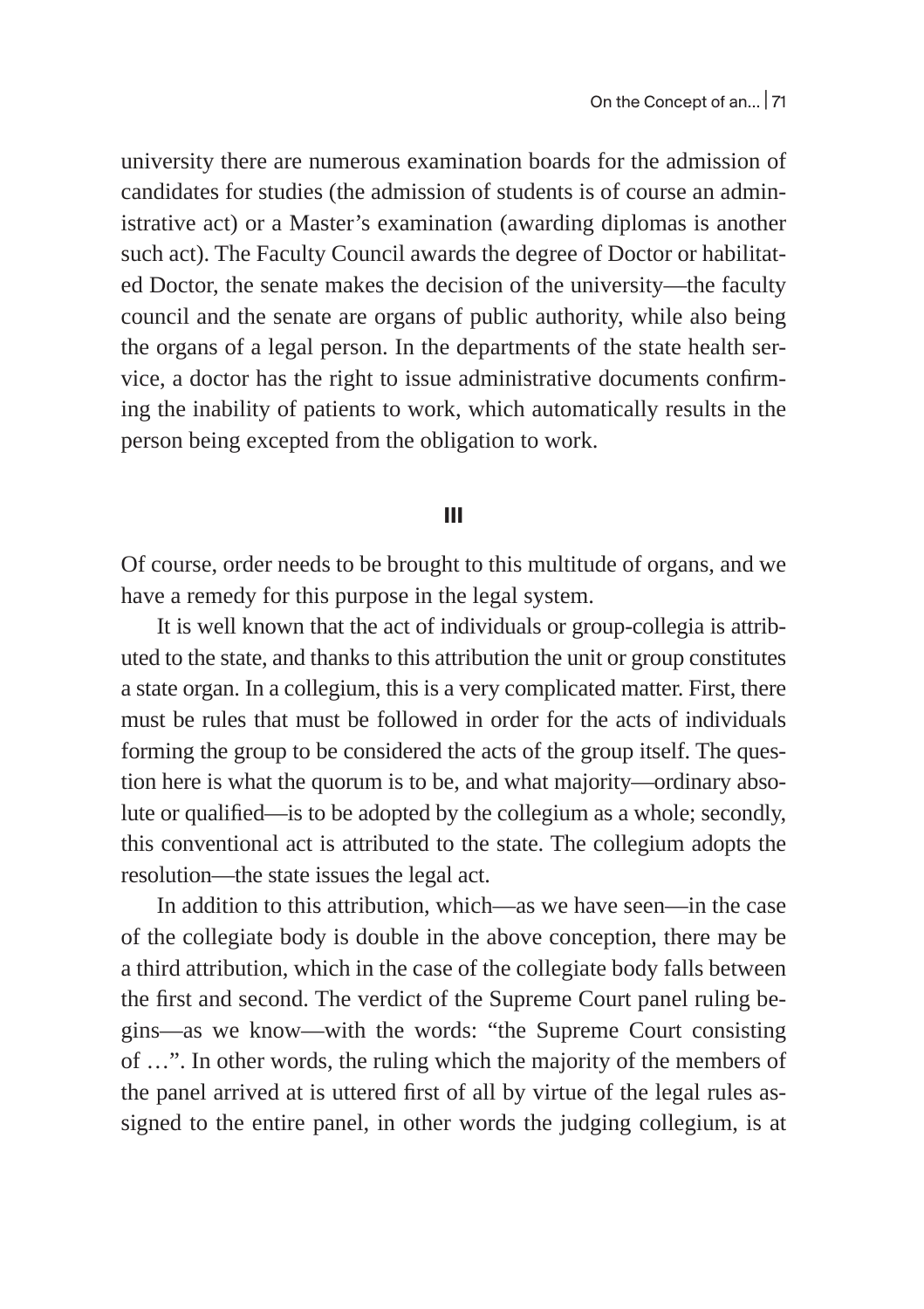university there are numerous examination boards for the admission of candidates for studies (the admission of students is of course an administrative act) or a Master's examination (awarding diplomas is another such act). The Faculty Council awards the degree of Doctor or habilitated Doctor, the senate makes the decision of the university—the faculty council and the senate are organs of public authority, while also being the organs of a legal person. In the departments of the state health service, a doctor has the right to issue administrative documents confirming the inability of patients to work, which automatically results in the person being excepted from the obligation to work.

## III

Of course, order needs to be brought to this multitude of organs, and we have a remedy for this purpose in the legal system.

It is well known that the act of individuals or group-collegia is attributed to the state, and thanks to this attribution the unit or group constitutes a state organ. In a collegium, this is a very complicated matter. First, there must be rules that must be followed in order for the acts of individuals forming the group to be considered the acts of the group itself. The question here is what the quorum is to be, and what majority—ordinary absolute or qualified—is to be adopted by the collegium as a whole; secondly, this conventional act is attributed to the state. The collegium adopts the resolution—the state issues the legal act.

In addition to this attribution, which—as we have seen—in the case of the collegiate body is double in the above conception, there may be a third attribution, which in the case of the collegiate body falls between the first and second. The verdict of the Supreme Court panel ruling begins—as we know—with the words: "the Supreme Court consisting of …". In other words, the ruling which the majority of the members of the panel arrived at is uttered first of all by virtue of the legal rules assigned to the entire panel, in other words the judging collegium, is at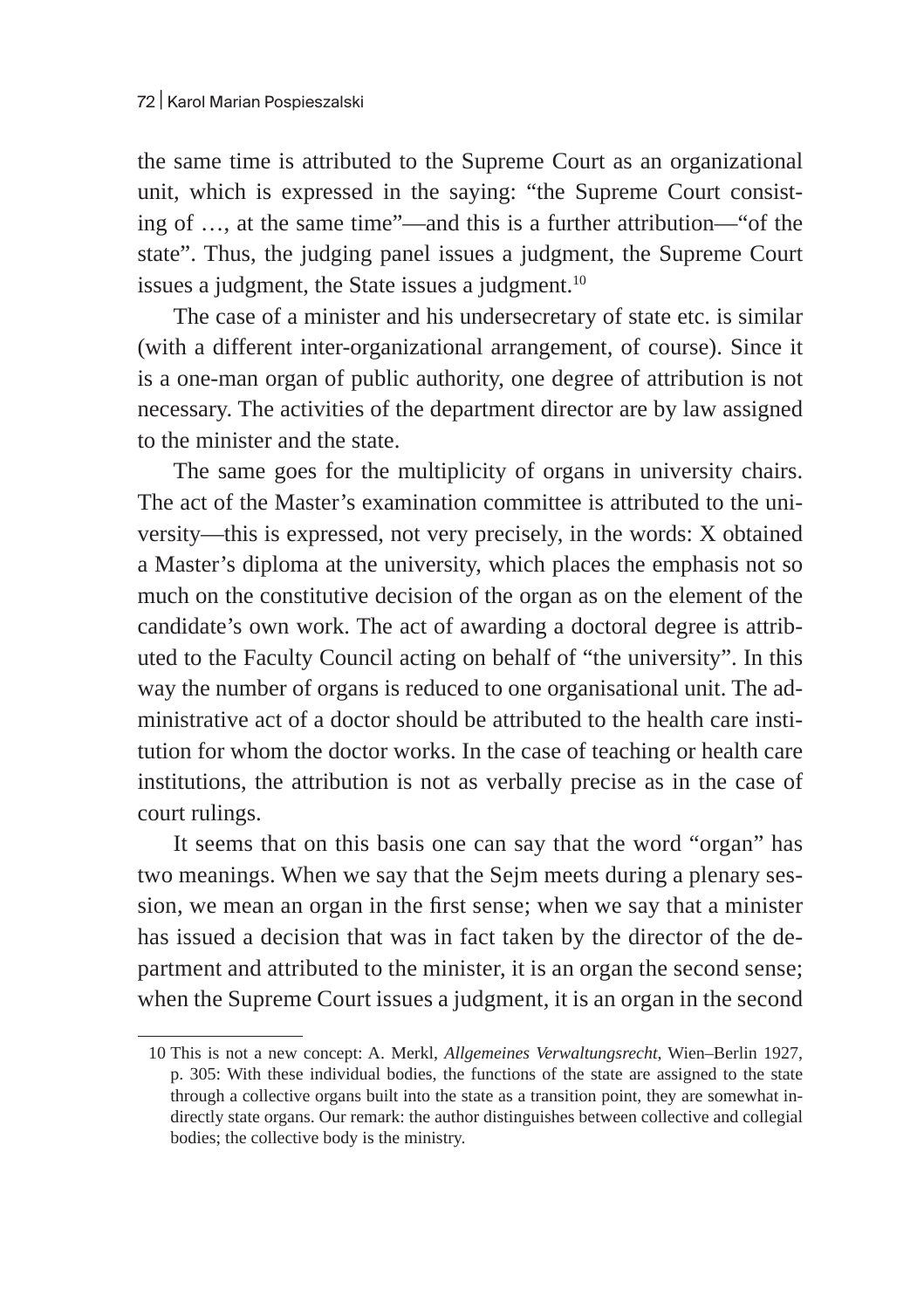the same time is attributed to the Supreme Court as an organizational unit, which is expressed in the saying: "the Supreme Court consisting of …, at the same time"—and this is a further attribution—"of the state". Thus, the judging panel issues a judgment, the Supreme Court issues a judgment, the State issues a judgment.[10]

The case of a minister and his undersecretary of state etc. is similar (with a different inter-organizational arrangement, of course). Since it is a one-man organ of public authority, one degree of attribution is not necessary. The activities of the department director are by law assigned to the minister and the state.

The same goes for the multiplicity of organs in university chairs. The act of the Master's examination committee is attributed to the university—this is expressed, not very precisely, in the words: X obtained a Master's diploma at the university, which places the emphasis not so much on the constitutive decision of the organ as on the element of the candidate's own work. The act of awarding a doctoral degree is attributed to the Faculty Council acting on behalf of "the university". In this way the number of organs is reduced to one organisational unit. The administrative act of a doctor should be attributed to the health care institution for whom the doctor works. In the case of teaching or health care institutions, the attribution is not as verbally precise as in the case of court rulings.

It seems that on this basis one can say that the word "organ" has two meanings. When we say that the Sejm meets during a plenary session, we mean an organ in the first sense; when we say that a minister has issued a decision that was in fact taken by the director of the department and attributed to the minister, it is an organ the second sense; when the Supreme Court issues a judgment, it is an organ in the second

---

10 This is not a new concept: A. Merkl, *Allgemeines Verwaltungsrecht*, Wien–Berlin 1927, p. 305: With these individual bodies, the functions of the state are assigned to the state through a collective organs built into the state as a transition point, they are somewhat indirectly state organs. Our remark: the author distinguishes between collective and collegial bodies; the collective body is the ministry.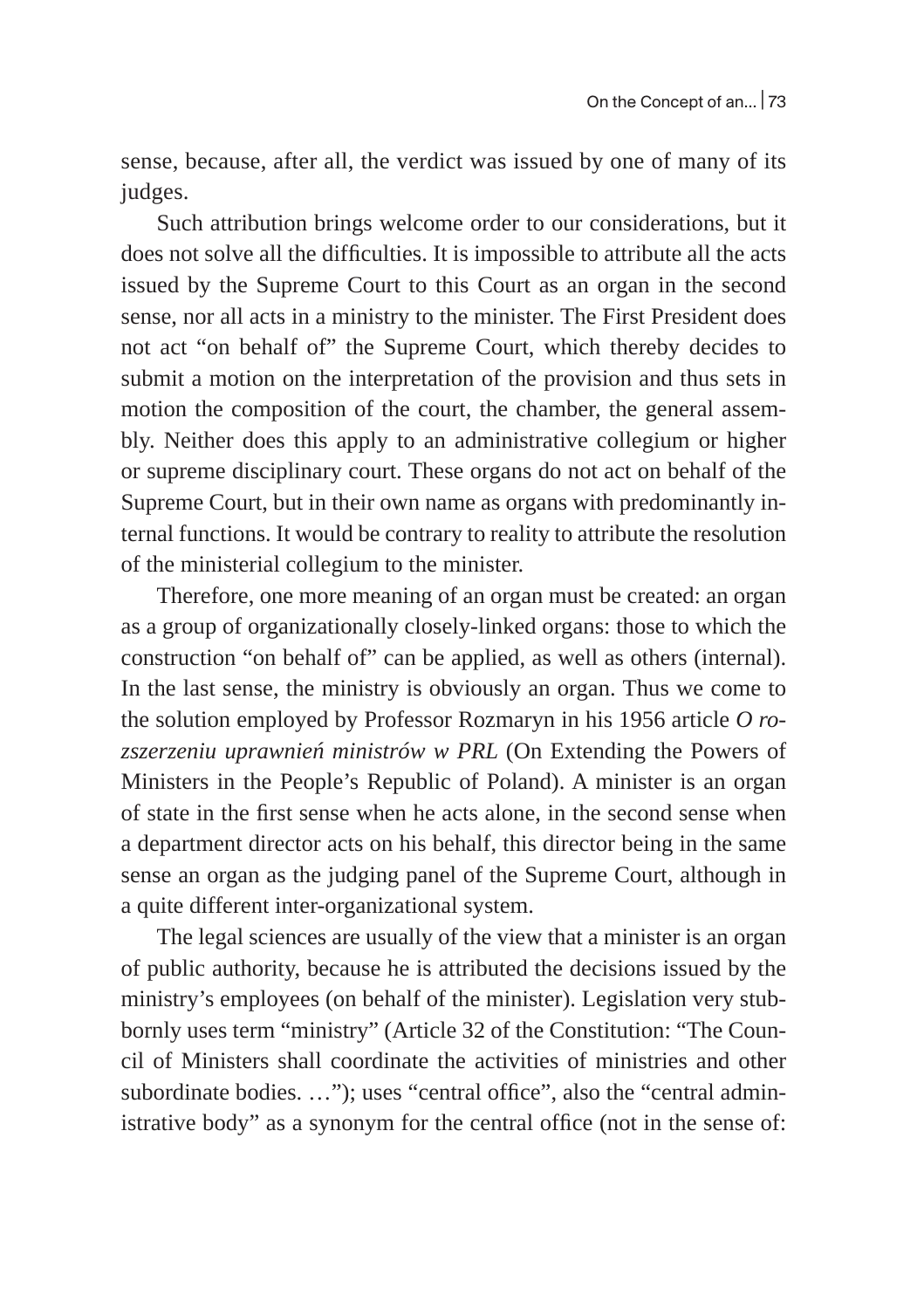sense, because, after all, the verdict was issued by one of many of its judges.

Such attribution brings welcome order to our considerations, but it does not solve all the difficulties. It is impossible to attribute all the acts issued by the Supreme Court to this Court as an organ in the second sense, nor all acts in a ministry to the minister. The First President does not act "on behalf of" the Supreme Court, which thereby decides to submit a motion on the interpretation of the provision and thus sets in motion the composition of the court, the chamber, the general assembly. Neither does this apply to an administrative collegium or higher or supreme disciplinary court. These organs do not act on behalf of the Supreme Court, but in their own name as organs with predominantly internal functions. It would be contrary to reality to attribute the resolution of the ministerial collegium to the minister.

Therefore, one more meaning of an organ must be created: an organ as a group of organizationally closely-linked organs: those to which the construction "on behalf of" can be applied, as well as others (internal). In the last sense, the ministry is obviously an organ. Thus we come to the solution employed by Professor Rozmaryn in his 1956 article *O rozszerzeniu uprawnień ministrów w PRL* (On Extending the Powers of Ministers in the People's Republic of Poland). A minister is an organ of state in the first sense when he acts alone, in the second sense when a department director acts on his behalf, this director being in the same sense an organ as the judging panel of the Supreme Court, although in a quite different inter-organizational system.

The legal sciences are usually of the view that a minister is an organ of public authority, because he is attributed the decisions issued by the ministry's employees (on behalf of the minister). Legislation very stubbornly uses term "ministry" (Article 32 of the Constitution: "The Council of Ministers shall coordinate the activities of ministries and other subordinate bodies. …"); uses "central office", also the "central administrative body" as a synonym for the central office (not in the sense of: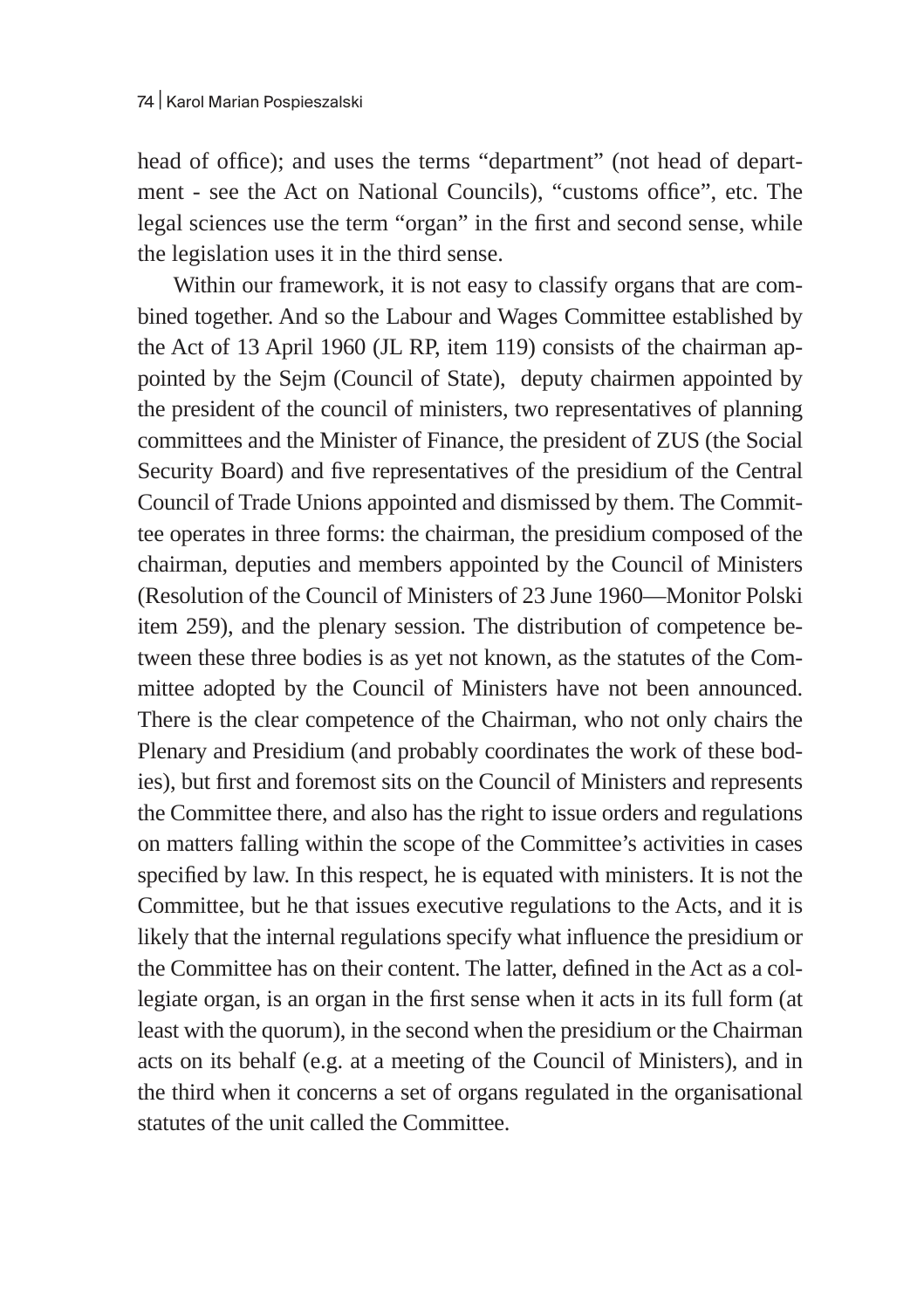head of office); and uses the terms "department" (not head of department - see the Act on National Councils), "customs office", etc. The legal sciences use the term "organ" in the first and second sense, while the legislation uses it in the third sense.

Within our framework, it is not easy to classify organs that are combined together. And so the Labour and Wages Committee established by the Act of 13 April 1960 (JL RP, item 119) consists of the chairman appointed by the Sejm (Council of State), deputy chairmen appointed by the president of the council of ministers, two representatives of planning committees and the Minister of Finance, the president of ZUS (the Social Security Board) and five representatives of the presidium of the Central Council of Trade Unions appointed and dismissed by them. The Committee operates in three forms: the chairman, the presidium composed of the chairman, deputies and members appointed by the Council of Ministers (Resolution of the Council of Ministers of 23 June 1960—Monitor Polski item 259), and the plenary session. The distribution of competence between these three bodies is as yet not known, as the statutes of the Committee adopted by the Council of Ministers have not been announced. There is the clear competence of the Chairman, who not only chairs the Plenary and Presidium (and probably coordinates the work of these bodies), but first and foremost sits on the Council of Ministers and represents the Committee there, and also has the right to issue orders and regulations on matters falling within the scope of the Committee's activities in cases specified by law. In this respect, he is equated with ministers. It is not the Committee, but he that issues executive regulations to the Acts, and it is likely that the internal regulations specify what influence the presidium or the Committee has on their content. The latter, defined in the Act as a collegiate organ, is an organ in the first sense when it acts in its full form (at least with the quorum), in the second when the presidium or the Chairman acts on its behalf (e.g. at a meeting of the Council of Ministers), and in the third when it concerns a set of organs regulated in the organisational statutes of the unit called the Committee.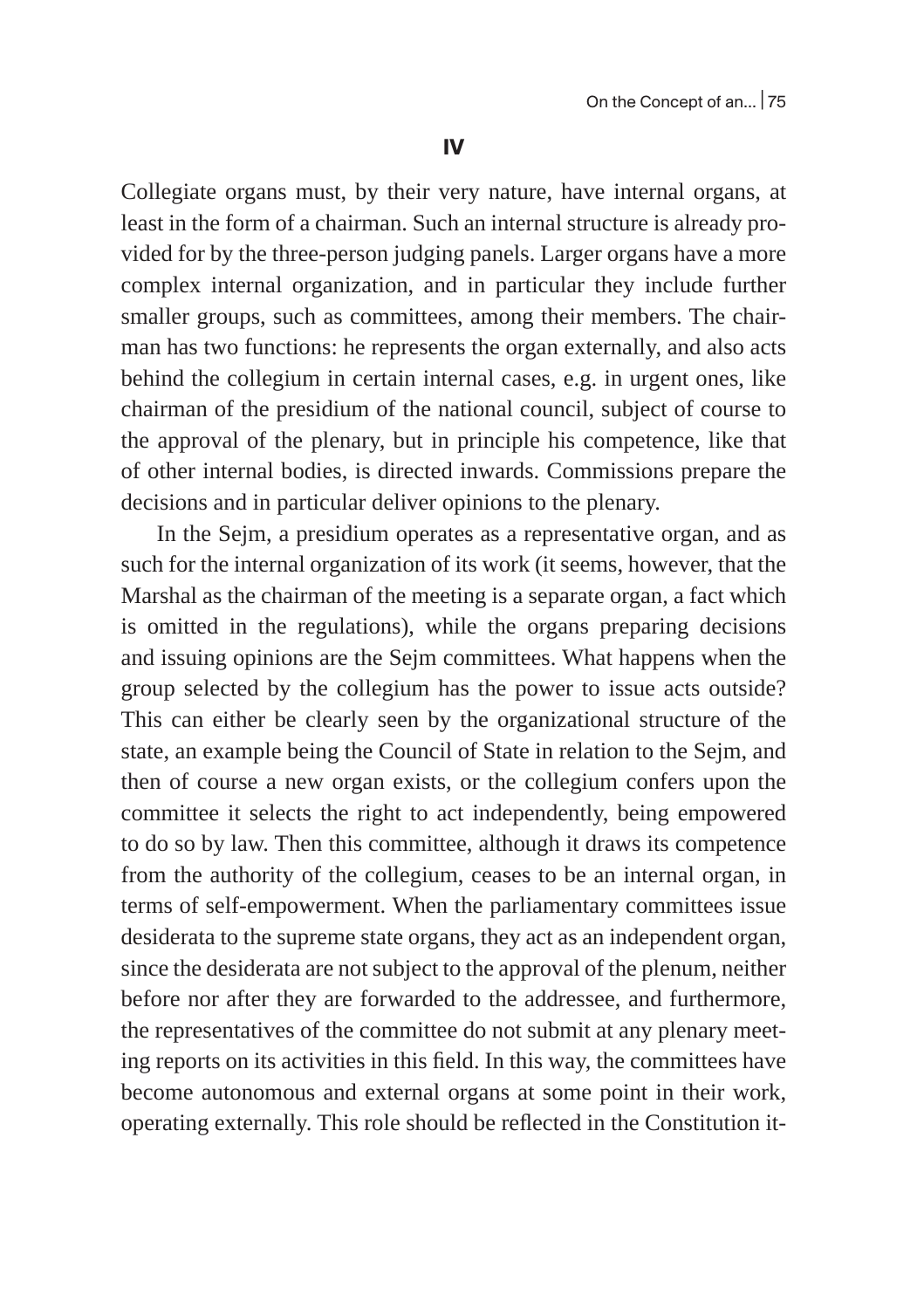## IV

Collegiate organs must, by their very nature, have internal organs, at least in the form of a chairman. Such an internal structure is already provided for by the three-person judging panels. Larger organs have a more complex internal organization, and in particular they include further smaller groups, such as committees, among their members. The chairman has two functions: he represents the organ externally, and also acts behind the collegium in certain internal cases, e.g. in urgent ones, like chairman of the presidium of the national council, subject of course to the approval of the plenary, but in principle his competence, like that of other internal bodies, is directed inwards. Commissions prepare the decisions and in particular deliver opinions to the plenary.

In the Sejm, a presidium operates as a representative organ, and as such for the internal organization of its work (it seems, however, that the Marshal as the chairman of the meeting is a separate organ, a fact which is omitted in the regulations), while the organs preparing decisions and issuing opinions are the Sejm committees. What happens when the group selected by the collegium has the power to issue acts outside? This can either be clearly seen by the organizational structure of the state, an example being the Council of State in relation to the Sejm, and then of course a new organ exists, or the collegium confers upon the committee it selects the right to act independently, being empowered to do so by law. Then this committee, although it draws its competence from the authority of the collegium, ceases to be an internal organ, in terms of self-empowerment. When the parliamentary committees issue desiderata to the supreme state organs, they act as an independent organ, since the desiderata are not subject to the approval of the plenum, neither before nor after they are forwarded to the addressee, and furthermore, the representatives of the committee do not submit at any plenary meeting reports on its activities in this field. In this way, the committees have become autonomous and external organs at some point in their work, operating externally. This role should be reflected in the Constitution it-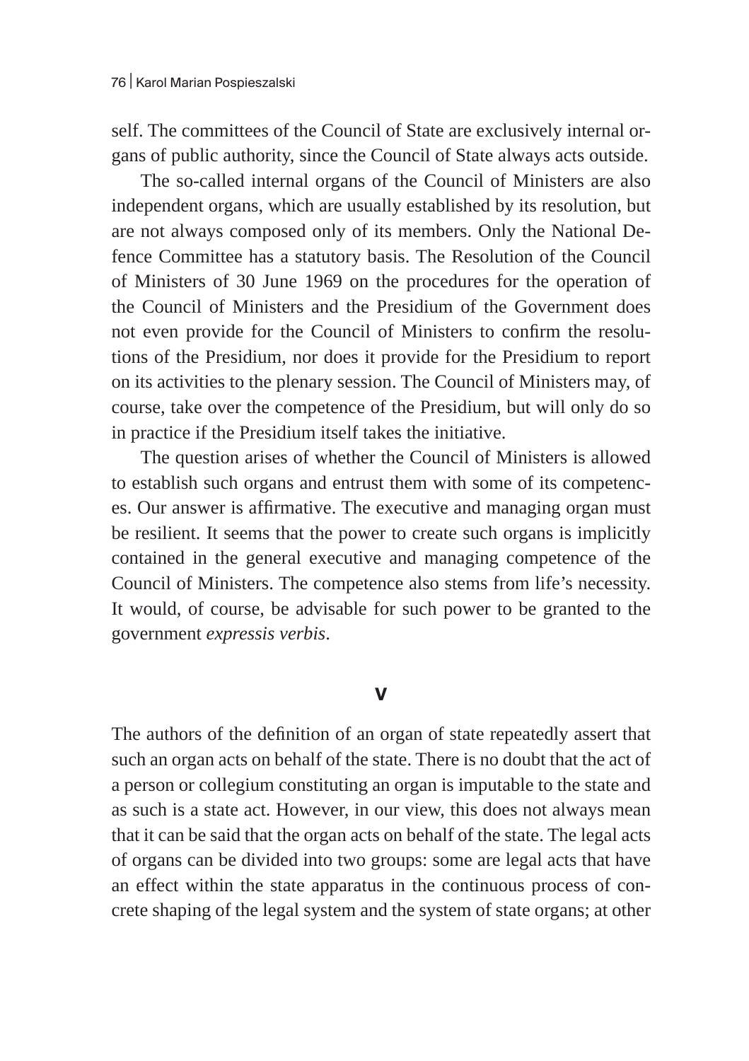self. The committees of the Council of State are exclusively internal organs of public authority, since the Council of State always acts outside.

The so-called internal organs of the Council of Ministers are also independent organs, which are usually established by its resolution, but are not always composed only of its members. Only the National Defence Committee has a statutory basis. The Resolution of the Council of Ministers of 30 June 1969 on the procedures for the operation of the Council of Ministers and the Presidium of the Government does not even provide for the Council of Ministers to confirm the resolutions of the Presidium, nor does it provide for the Presidium to report on its activities to the plenary session. The Council of Ministers may, of course, take over the competence of the Presidium, but will only do so in practice if the Presidium itself takes the initiative.

The question arises of whether the Council of Ministers is allowed to establish such organs and entrust them with some of its competences. Our answer is affirmative. The executive and managing organ must be resilient. It seems that the power to create such organs is implicitly contained in the general executive and managing competence of the Council of Ministers. The competence also stems from life's necessity. It would, of course, be advisable for such power to be granted to the government *expressis verbis*.

## V

The authors of the definition of an organ of state repeatedly assert that such an organ acts on behalf of the state. There is no doubt that the act of a person or collegium constituting an organ is imputable to the state and as such is a state act. However, in our view, this does not always mean that it can be said that the organ acts on behalf of the state. The legal acts of organs can be divided into two groups: some are legal acts that have an effect within the state apparatus in the continuous process of concrete shaping of the legal system and the system of state organs; at other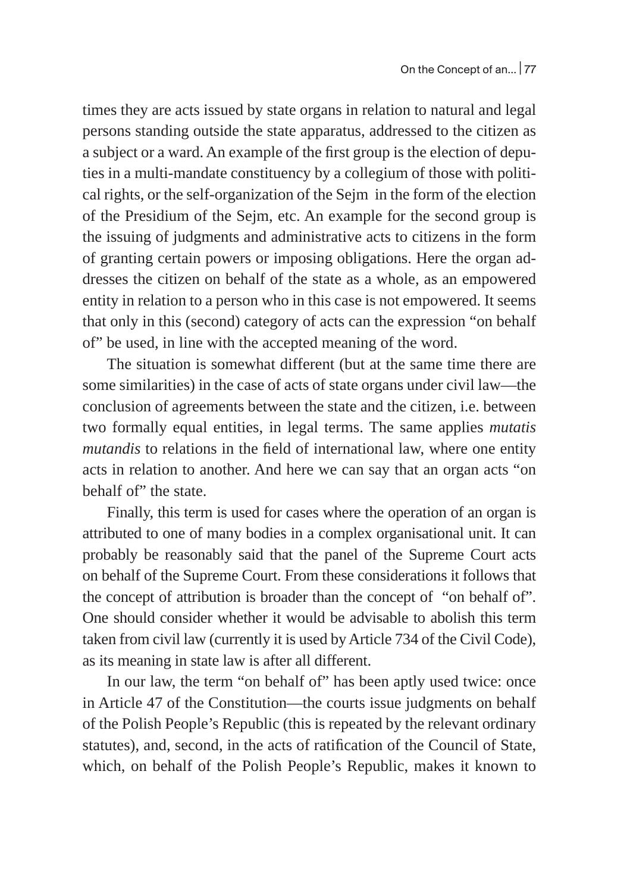times they are acts issued by state organs in relation to natural and legal persons standing outside the state apparatus, addressed to the citizen as a subject or a ward. An example of the first group is the election of deputies in a multi-mandate constituency by a collegium of those with political rights, or the self-organization of the Sejm in the form of the election of the Presidium of the Sejm, etc. An example for the second group is the issuing of judgments and administrative acts to citizens in the form of granting certain powers or imposing obligations. Here the organ addresses the citizen on behalf of the state as a whole, as an empowered entity in relation to a person who in this case is not empowered. It seems that only in this (second) category of acts can the expression "on behalf of" be used, in line with the accepted meaning of the word.

The situation is somewhat different (but at the same time there are some similarities) in the case of acts of state organs under civil law—the conclusion of agreements between the state and the citizen, i.e. between two formally equal entities, in legal terms. The same applies *mutatis mutandis* to relations in the field of international law, where one entity acts in relation to another. And here we can say that an organ acts "on behalf of" the state.

Finally, this term is used for cases where the operation of an organ is attributed to one of many bodies in a complex organisational unit. It can probably be reasonably said that the panel of the Supreme Court acts on behalf of the Supreme Court. From these considerations it follows that the concept of attribution is broader than the concept of "on behalf of". One should consider whether it would be advisable to abolish this term taken from civil law (currently it is used by Article 734 of the Civil Code), as its meaning in state law is after all different.

In our law, the term "on behalf of" has been aptly used twice: once in Article 47 of the Constitution—the courts issue judgments on behalf of the Polish People's Republic (this is repeated by the relevant ordinary statutes), and, second, in the acts of ratification of the Council of State, which, on behalf of the Polish People's Republic, makes it known to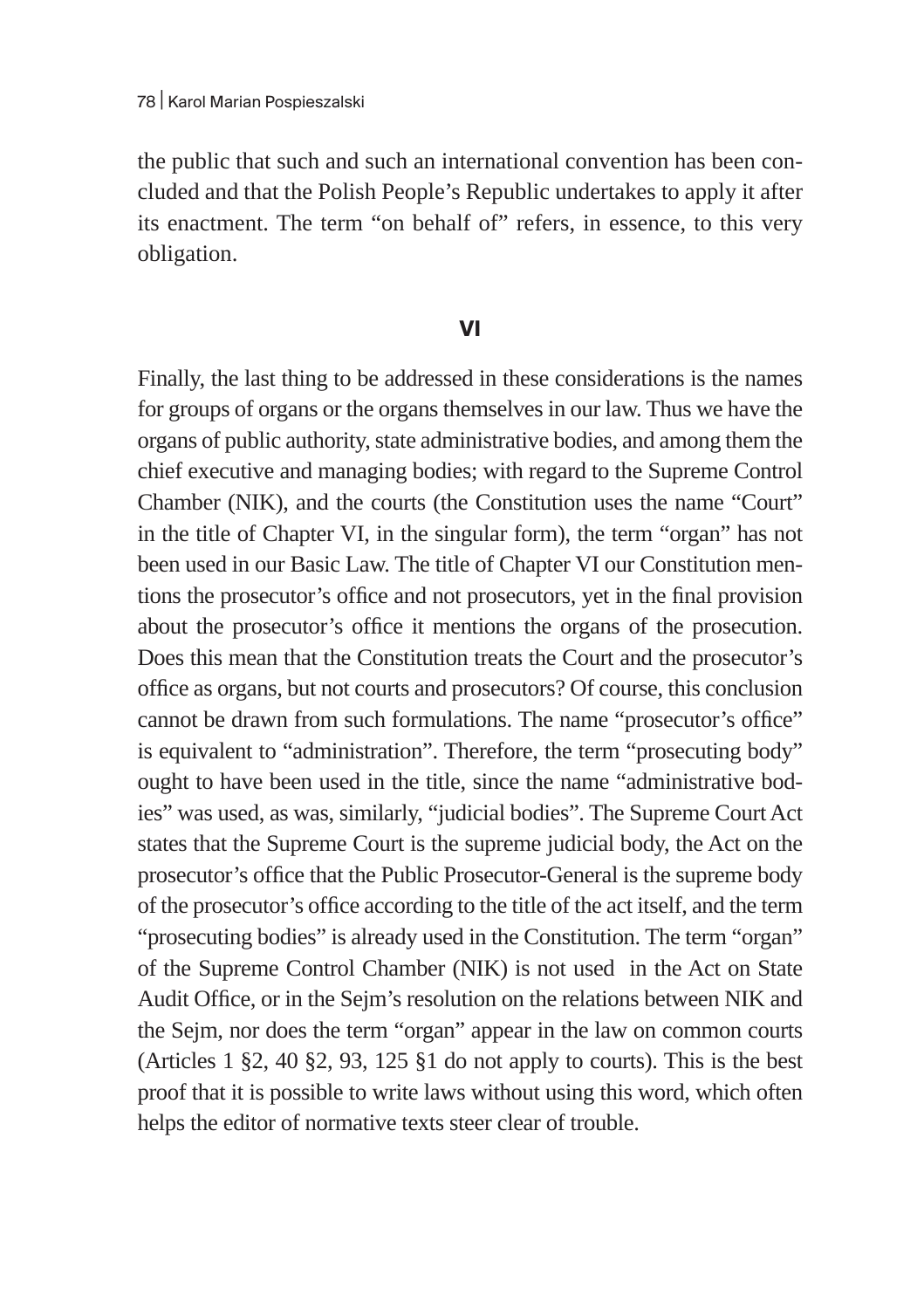the public that such and such an international convention has been concluded and that the Polish People's Republic undertakes to apply it after its enactment. The term "on behalf of" refers, in essence, to this very obligation.

## VI

Finally, the last thing to be addressed in these considerations is the names for groups of organs or the organs themselves in our law. Thus we have the organs of public authority, state administrative bodies, and among them the chief executive and managing bodies; with regard to the Supreme Control Chamber (NIK), and the courts (the Constitution uses the name "Court" in the title of Chapter VI, in the singular form), the term "organ" has not been used in our Basic Law. The title of Chapter VI our Constitution mentions the prosecutor's office and not prosecutors, yet in the final provision about the prosecutor's office it mentions the organs of the prosecution. Does this mean that the Constitution treats the Court and the prosecutor's office as organs, but not courts and prosecutors? Of course, this conclusion cannot be drawn from such formulations. The name "prosecutor's office" is equivalent to "administration". Therefore, the term "prosecuting body" ought to have been used in the title, since the name "administrative bodies" was used, as was, similarly, "judicial bodies". The Supreme Court Act states that the Supreme Court is the supreme judicial body, the Act on the prosecutor's office that the Public Prosecutor-General is the supreme body of the prosecutor's office according to the title of the act itself, and the term "prosecuting bodies" is already used in the Constitution. The term "organ" of the Supreme Control Chamber (NIK) is not used in the Act on State Audit Office, or in the Sejm's resolution on the relations between NIK and the Sejm, nor does the term "organ" appear in the law on common courts (Articles 1 §2, 40 §2, 93, 125 §1 do not apply to courts). This is the best proof that it is possible to write laws without using this word, which often helps the editor of normative texts steer clear of trouble.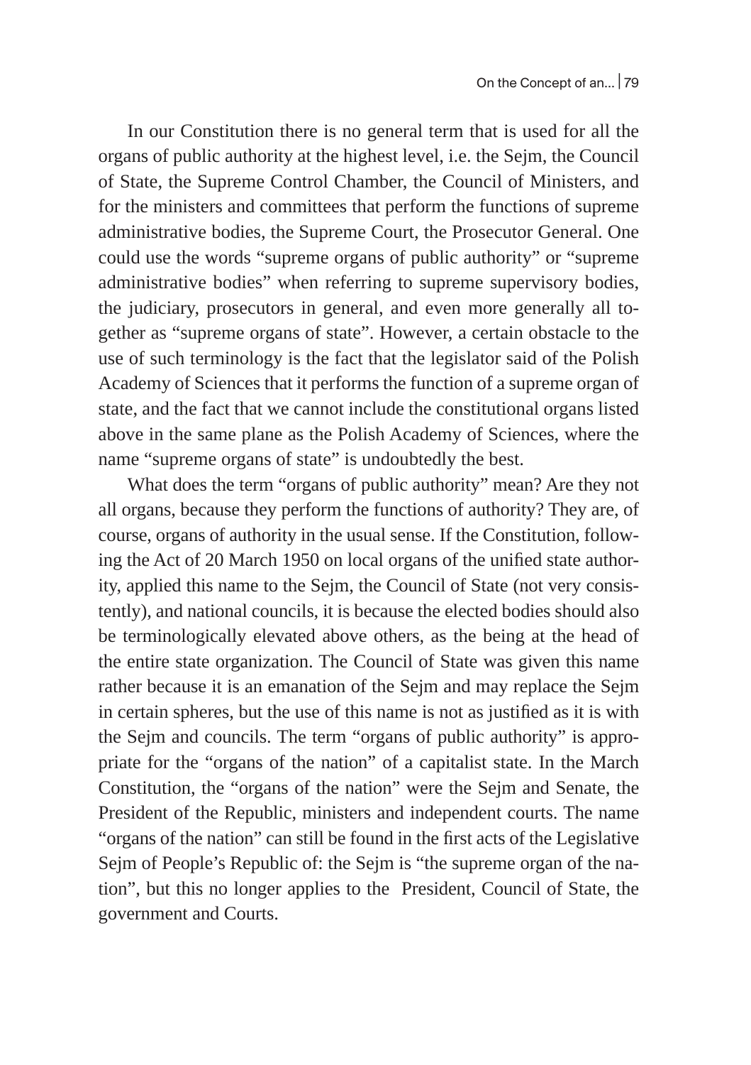In our Constitution there is no general term that is used for all the organs of public authority at the highest level, i.e. the Sejm, the Council of State, the Supreme Control Chamber, the Council of Ministers, and for the ministers and committees that perform the functions of supreme administrative bodies, the Supreme Court, the Prosecutor General. One could use the words "supreme organs of public authority" or "supreme administrative bodies" when referring to supreme supervisory bodies, the judiciary, prosecutors in general, and even more generally all together as "supreme organs of state". However, a certain obstacle to the use of such terminology is the fact that the legislator said of the Polish Academy of Sciences that it performs the function of a supreme organ of state, and the fact that we cannot include the constitutional organs listed above in the same plane as the Polish Academy of Sciences, where the name "supreme organs of state" is undoubtedly the best.

What does the term "organs of public authority" mean? Are they not all organs, because they perform the functions of authority? They are, of course, organs of authority in the usual sense. If the Constitution, following the Act of 20 March 1950 on local organs of the unified state authority, applied this name to the Sejm, the Council of State (not very consistently), and national councils, it is because the elected bodies should also be terminologically elevated above others, as the being at the head of the entire state organization. The Council of State was given this name rather because it is an emanation of the Sejm and may replace the Sejm in certain spheres, but the use of this name is not as justified as it is with the Sejm and councils. The term "organs of public authority" is appropriate for the "organs of the nation" of a capitalist state. In the March Constitution, the "organs of the nation" were the Sejm and Senate, the President of the Republic, ministers and independent courts. The name "organs of the nation" can still be found in the first acts of the Legislative Sejm of People's Republic of: the Sejm is "the supreme organ of the nation", but this no longer applies to the President, Council of State, the government and Courts.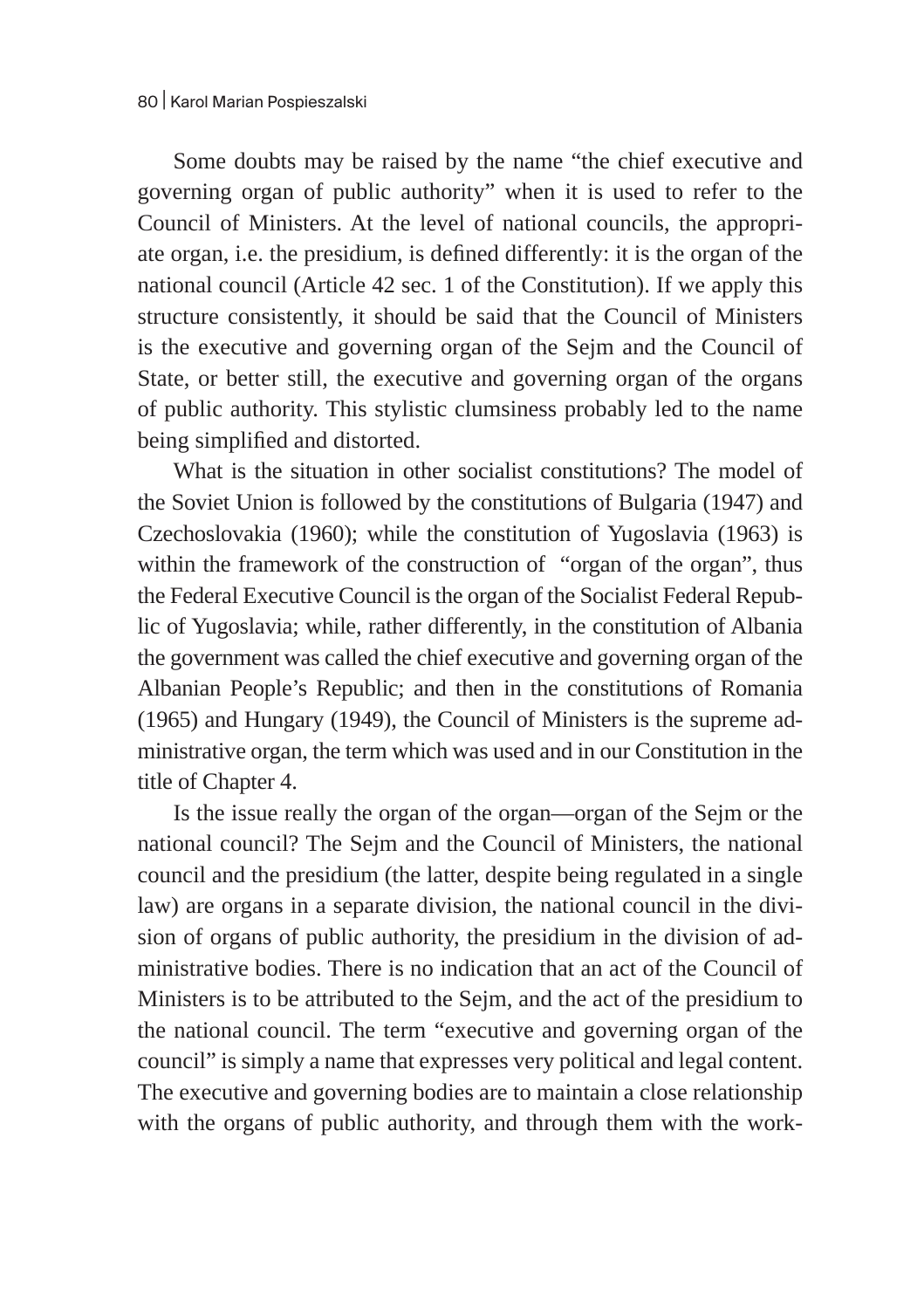Some doubts may be raised by the name “the chief executive and governing organ of public authority” when it is used to refer to the Council of Ministers. At the level of national councils, the appropriate organ, i.e. the presidium, is defined differently: it is the organ of the national council (Article 42 sec. 1 of the Constitution). If we apply this structure consistently, it should be said that the Council of Ministers is the executive and governing organ of the Sejm and the Council of State, or better still, the executive and governing organ of the organs of public authority. This stylistic clumsiness probably led to the name being simplified and distorted.

What is the situation in other socialist constitutions? The model of the Soviet Union is followed by the constitutions of Bulgaria (1947) and Czechoslovakia (1960); while the constitution of Yugoslavia (1963) is within the framework of the construction of “organ of the organ”, thus the Federal Executive Council is the organ of the Socialist Federal Republic of Yugoslavia; while, rather differently, in the constitution of Albania the government was called the chief executive and governing organ of the Albanian People’s Republic; and then in the constitutions of Romania (1965) and Hungary (1949), the Council of Ministers is the supreme administrative organ, the term which was used and in our Constitution in the title of Chapter 4.

Is the issue really the organ of the organ—organ of the Sejm or the national council? The Sejm and the Council of Ministers, the national council and the presidium (the latter, despite being regulated in a single law) are organs in a separate division, the national council in the division of organs of public authority, the presidium in the division of administrative bodies. There is no indication that an act of the Council of Ministers is to be attributed to the Sejm, and the act of the presidium to the national council. The term “executive and governing organ of the council” is simply a name that expresses very political and legal content. The executive and governing bodies are to maintain a close relationship with the organs of public authority, and through them with the work-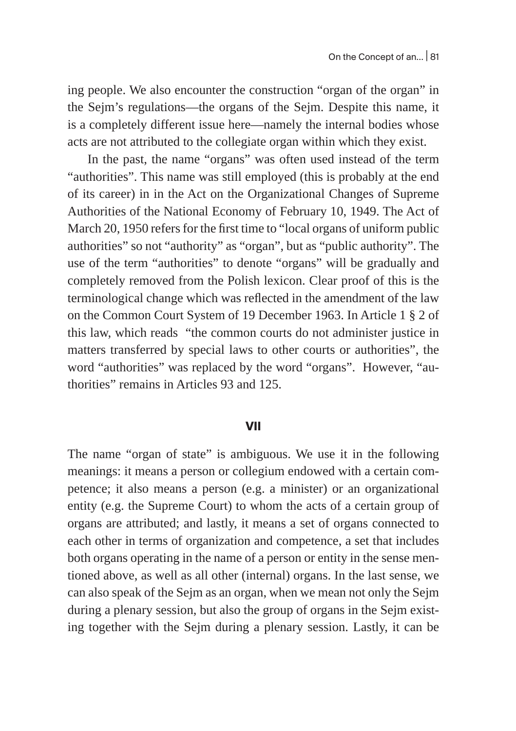ing people. We also encounter the construction "organ of the organ" in the Sejm's regulations—the organs of the Sejm. Despite this name, it is a completely different issue here—namely the internal bodies whose acts are not attributed to the collegiate organ within which they exist.

In the past, the name "organs" was often used instead of the term "authorities". This name was still employed (this is probably at the end of its career) in in the Act on the Organizational Changes of Supreme Authorities of the National Economy of February 10, 1949. The Act of March 20, 1950 refers for the first time to "local organs of uniform public authorities" so not "authority" as "organ", but as "public authority". The use of the term "authorities" to denote "organs" will be gradually and completely removed from the Polish lexicon. Clear proof of this is the terminological change which was reflected in the amendment of the law on the Common Court System of 19 December 1963. In Article 1 § 2 of this law, which reads "the common courts do not administer justice in matters transferred by special laws to other courts or authorities", the word "authorities" was replaced by the word "organs". However, "authorities" remains in Articles 93 and 125.

## VII

The name "organ of state" is ambiguous. We use it in the following meanings: it means a person or collegium endowed with a certain competence; it also means a person (e.g. a minister) or an organizational entity (e.g. the Supreme Court) to whom the acts of a certain group of organs are attributed; and lastly, it means a set of organs connected to each other in terms of organization and competence, a set that includes both organs operating in the name of a person or entity in the sense mentioned above, as well as all other (internal) organs. In the last sense, we can also speak of the Sejm as an organ, when we mean not only the Sejm during a plenary session, but also the group of organs in the Sejm existing together with the Sejm during a plenary session. Lastly, it can be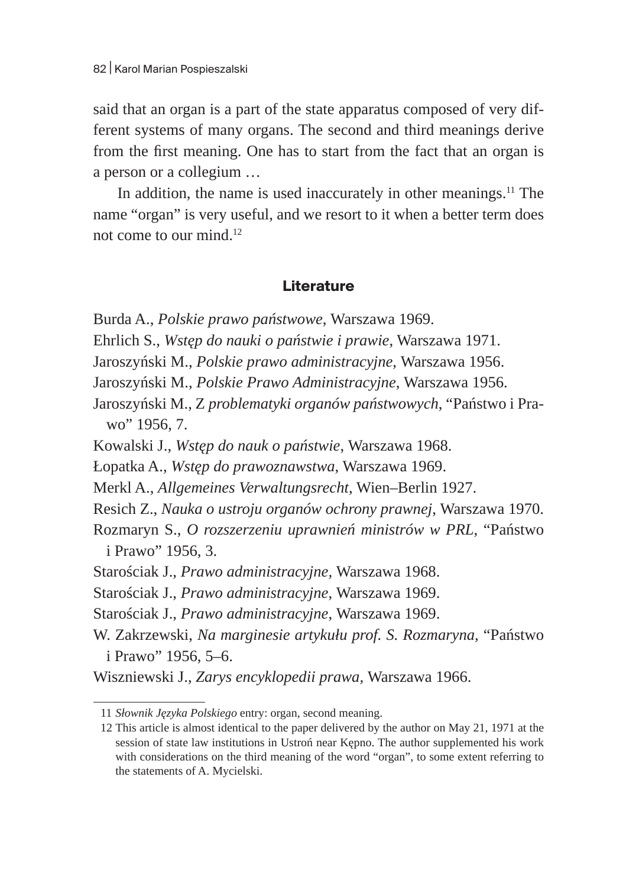said that an organ is a part of the state apparatus composed of very different systems of many organs. The second and third meanings derive from the first meaning. One has to start from the fact that an organ is a person or a collegium …

In addition, the name is used inaccurately in other meanings.[11] The name "organ" is very useful, and we resort to it when a better term does not come to our mind.[12]

## Literature

Burda A., *Polskie prawo państwowe*, Warszawa 1969.

Ehrlich S., *Wstęp do nauki o państwie i prawie*, Warszawa 1971.

Jaroszyński M., *Polskie prawo administracyjne*, Warszawa 1956.

Jaroszyński M., *Polskie Prawo Administracyjne*, Warszawa 1956.

Jaroszyński M., Z *problematyki organów państwowych*, "Państwo i Prawo" 1956, 7.

Kowalski J., *Wstęp do nauk o państwie*, Warszawa 1968.

Łopatka A., *Wstęp do prawoznawstwa*, Warszawa 1969.

Merkl A., *Allgemeines Verwaltungsrecht*, Wien–Berlin 1927.

Resich Z., *Nauka o ustroju organów ochrony prawnej*, Warszawa 1970.

Rozmaryn S., *O rozszerzeniu uprawnień ministrów w PRL*, "Państwo i Prawo" 1956, 3.

Starościak J., *Prawo administracyjne*, Warszawa 1968.

Starościak J., *Prawo administracyjne*, Warszawa 1969.

Starościak J., *Prawo administracyjne*, Warszawa 1969.

W. Zakrzewski, *Na marginesie artykułu prof. S. Rozmaryna*, "Państwo i Prawo" 1956, 5–6.

Wiszniewski J., *Zarys encyklopedii prawa*, Warszawa 1966.

---

11 *Słownik Języka Polskiego* entry: organ, second meaning.

12 This article is almost identical to the paper delivered by the author on May 21, 1971 at the session of state law institutions in Ustroń near Kępno. The author supplemented his work with considerations on the third meaning of the word "organ", to some extent referring to the statements of A. Mycielski.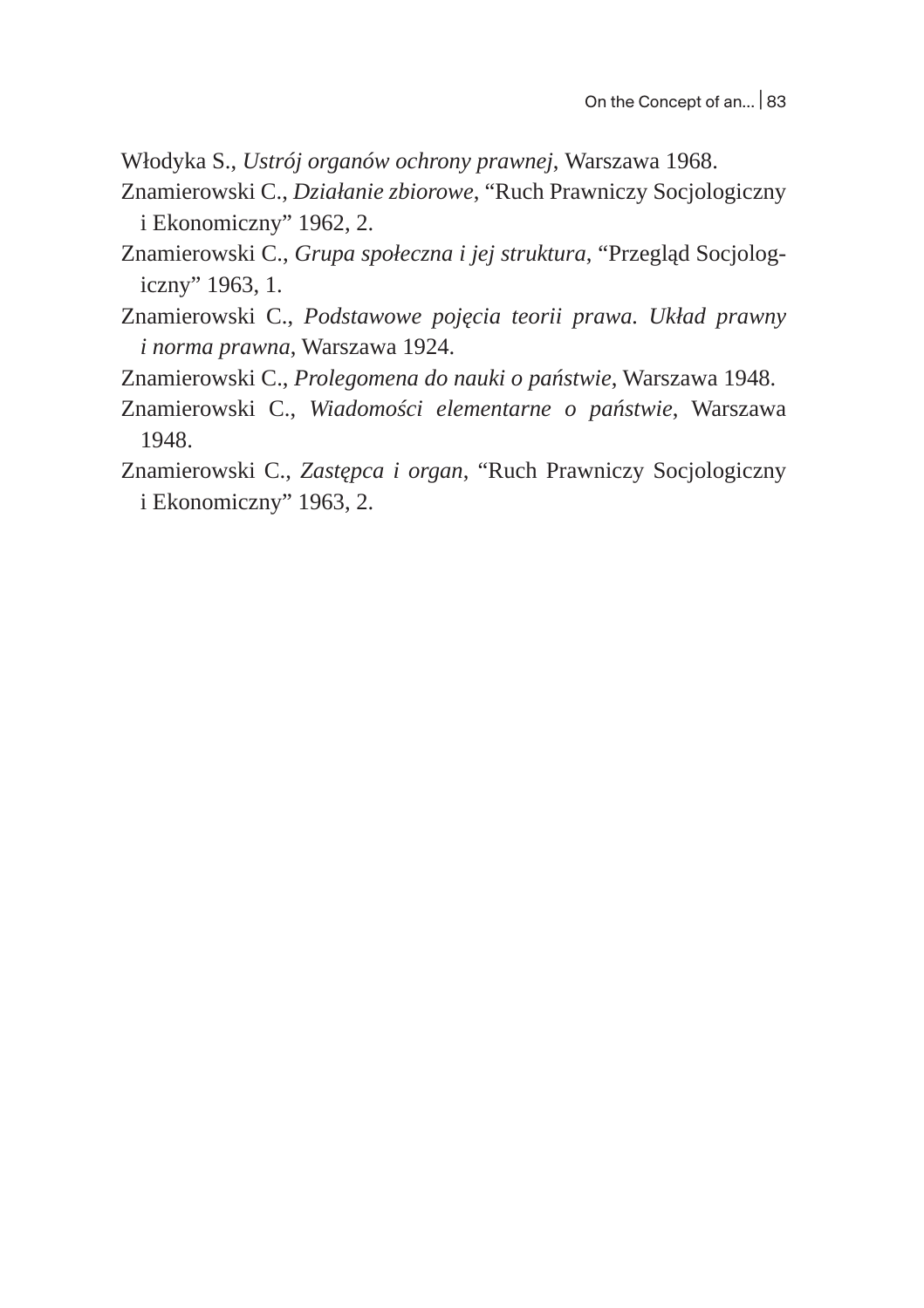Włodyka S., *Ustrój organów ochrony prawnej*, Warszawa 1968.

Znamierowski C., *Działanie zbiorowe*, "Ruch Prawniczy Socjologiczny i Ekonomiczny" 1962, 2.

Znamierowski C., *Grupa społeczna i jej struktura*, "Przegląd Socjologiczny" 1963, 1.

Znamierowski C., *Podstawowe pojęcia teorii prawa. Układ prawny i norma prawna*, Warszawa 1924.

Znamierowski C., *Prolegomena do nauki o państwie*, Warszawa 1948.

Znamierowski C., *Wiadomości elementarne o państwie*, Warszawa 1948.

Znamierowski C., *Zastępca i organ*, "Ruch Prawniczy Socjologiczny i Ekonomiczny" 1963, 2.